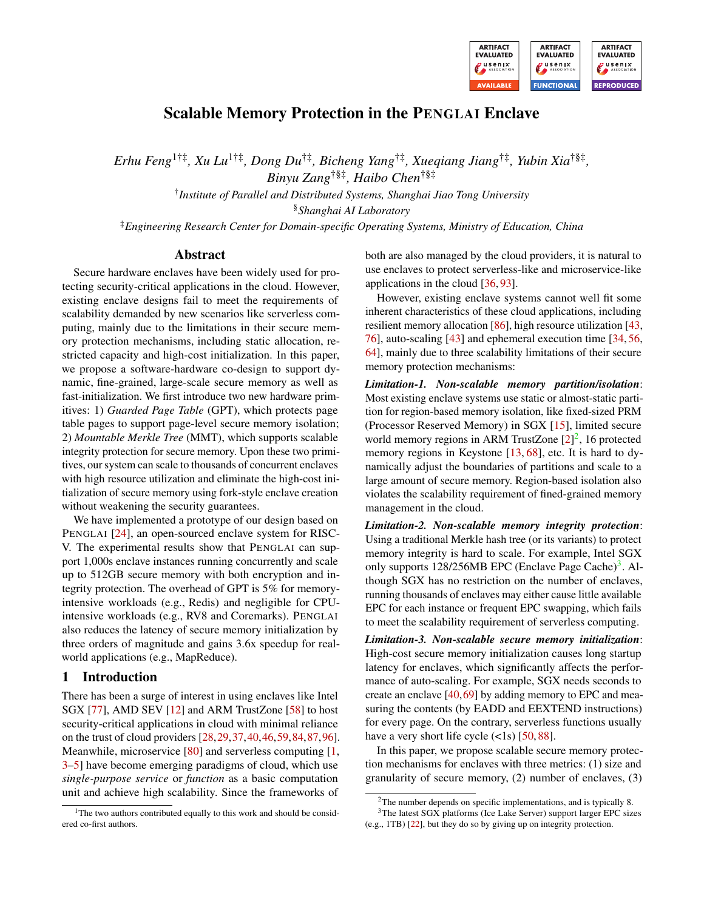# Scalable Memory Protection in the PENGLAI Enclave

*Erhu Feng[1†‡], Xu Lu[1†‡], Dong Du[†‡], Bicheng Yang[†‡], Xueqiang Jiang[†‡], Yubin Xia[†§‡], Binyu Zang[†§‡], Haibo Chen[†§‡]*

[†]*Institute of Parallel and Distributed Systems, Shanghai Jiao Tong University*

[§]*Shanghai AI Laboratory*

[‡]*Engineering Research Center for Domain-specific Operating Systems, Ministry of Education, China*

## Abstract

Secure hardware enclaves have been widely used for protecting security-critical applications in the cloud. However, existing enclave designs fail to meet the requirements of scalability demanded by new scenarios like serverless computing, mainly due to the limitations in their secure memory protection mechanisms, including static allocation, restricted capacity and high-cost initialization. In this paper, we propose a software-hardware co-design to support dynamic, fine-grained, large-scale secure memory as well as fast-initialization. We first introduce two new hardware primitives: 1) *Guarded Page Table* (GPT), which protects page table pages to support page-level secure memory isolation; 2) *Mountable Merkle Tree* (MMT), which supports scalable integrity protection for secure memory. Upon these two primitives, our system can scale to thousands of concurrent enclaves with high resource utilization and eliminate the high-cost initialization of secure memory using fork-style enclave creation without weakening the security guarantees.

We have implemented a prototype of our design based on PENGLAI [24], an open-sourced enclave system for RISC-V. The experimental results show that PENGLAI can support 1,000s enclave instances running concurrently and scale up to 512GB secure memory with both encryption and integrity protection. The overhead of GPT is 5% for memory-intensive workloads (e.g., Redis) and negligible for CPU-intensive workloads (e.g., RV8 and Coremarks). PENGLAI also reduces the latency of secure memory initialization by three orders of magnitude and gains 3.6x speedup for real-world applications (e.g., MapReduce).

## 1 Introduction

There has been a surge of interest in using enclaves like Intel SGX [77], AMD SEV [12] and ARM TrustZone [58] to host security-critical applications in cloud with minimal reliance on the trust of cloud providers [28, 29, 37, 40, 46, 59, 84, 87, 96]. Meanwhile, microservice [80] and serverless computing [1, 3–5] have become emerging paradigms of cloud, which use *single-purpose service* or *function* as a basic computation unit and achieve high scalability. Since the frameworks of both are also managed by the cloud providers, it is natural to use enclaves to protect serverless-like and microservice-like applications in the cloud [36, 93].

However, existing enclave systems cannot well fit some inherent characteristics of these cloud applications, including resilient memory allocation [86], high resource utilization [43, 76], auto-scaling [43] and ephemeral execution time [34, 56, 64], mainly due to three scalability limitations of their secure memory protection mechanisms:

***Limitation-1. Non-scalable memory partition/isolation***: Most existing enclave systems use static or almost-static partition for region-based memory isolation, like fixed-sized PRM (Processor Reserved Memory) in SGX [15], limited secure world memory regions in ARM TrustZone [2][2], 16 protected memory regions in Keystone [13, 68], etc. It is hard to dynamically adjust the boundaries of partitions and scale to a large amount of secure memory. Region-based isolation also violates the scalability requirement of fined-grained memory management in the cloud.

***Limitation-2. Non-scalable memory integrity protection***: Using a traditional Merkle hash tree (or its variants) to protect memory integrity is hard to scale. For example, Intel SGX only supports 128/256MB EPC (Enclave Page Cache)[3]. Although SGX has no restriction on the number of enclaves, running thousands of enclaves may either cause little available EPC for each instance or frequent EPC swapping, which fails to meet the scalability requirement of serverless computing.

***Limitation-3. Non-scalable secure memory initialization***: High-cost secure memory initialization causes long startup latency for enclaves, which significantly affects the performance of auto-scaling. For example, SGX needs seconds to create an enclave [40, 69] by adding memory to EPC and measuring the contents (by EADD and EEXTEND instructions) for every page. On the contrary, serverless functions usually have a very short life cycle (<1s) [50, 88].

In this paper, we propose scalable secure memory protection mechanisms for enclaves with three metrics: (1) size and granularity of secure memory, (2) number of enclaves, (3)

---

[1]The two authors contributed equally to this work and should be considered co-first authors.

[2]The number depends on specific implementations, and is typically 8.

[3]The latest SGX platforms (Ice Lake Server) support larger EPC sizes (e.g., 1TB) [22], but they do so by giving up on integrity protection.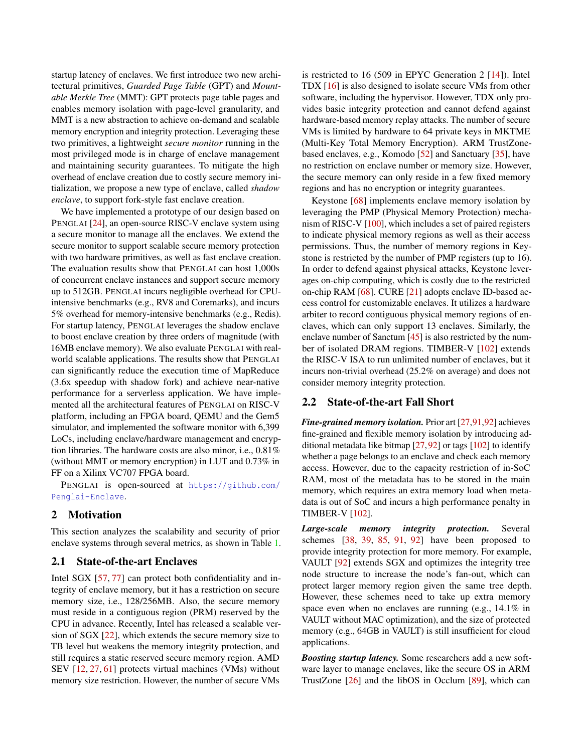startup latency of enclaves. We first introduce two new architectural primitives, *Guarded Page Table* (GPT) and *Mountable Merkle Tree* (MMT): GPT protects page table pages and enables memory isolation with page-level granularity, and MMT is a new abstraction to achieve on-demand and scalable memory encryption and integrity protection. Leveraging these two primitives, a lightweight *secure monitor* running in the most privileged mode is in charge of enclave management and maintaining security guarantees. To mitigate the high overhead of enclave creation due to costly secure memory initialization, we propose a new type of enclave, called *shadow enclave*, to support fork-style fast enclave creation.

We have implemented a prototype of our design based on PENGLAI [24], an open-source RISC-V enclave system using a secure monitor to manage all the enclaves. We extend the secure monitor to support scalable secure memory protection with two hardware primitives, as well as fast enclave creation. The evaluation results show that PENGLAI can host 1,000s of concurrent enclave instances and support secure memory up to 512GB. PENGLAI incurs negligible overhead for CPU-intensive benchmarks (e.g., RV8 and Coremarks), and incurs 5% overhead for memory-intensive benchmarks (e.g., Redis). For startup latency, PENGLAI leverages the shadow enclave to boost enclave creation by three orders of magnitude (with 16MB enclave memory). We also evaluate PENGLAI with real-world scalable applications. The results show that PENGLAI can significantly reduce the execution time of MapReduce (3.6x speedup with shadow fork) and achieve near-native performance for a serverless application. We have implemented all the architectural features of PENGLAI on RISC-V platform, including an FPGA board, QEMU and the Gem5 simulator, and implemented the software monitor with 6,399 LoCs, including enclave/hardware management and encryption libraries. The hardware costs are also minor, i.e., 0.81% (without MMT or memory encryption) in LUT and 0.73% in FF on a Xilinx VC707 FPGA board.

PENGLAI is open-sourced at https://github.com/Penglai-Enclave.

## 2 Motivation

This section analyzes the scalability and security of prior enclave systems through several metrics, as shown in Table 1.

### 2.1 State-of-the-art Enclaves

Intel SGX [57, 77] can protect both confidentiality and integrity of enclave memory, but it has a restriction on secure memory size, i.e., 128/256MB. Also, the secure memory must reside in a contiguous region (PRM) reserved by the CPU in advance. Recently, Intel has released a scalable version of SGX [22], which extends the secure memory size to TB level but weakens the memory integrity protection, and still requires a static reserved secure memory region. AMD SEV [12, 27, 61] protects virtual machines (VMs) without memory size restriction. However, the number of secure VMs is restricted to 16 (509 in EPYC Generation 2 [14]). Intel TDX [16] is also designed to isolate secure VMs from other software, including the hypervisor. However, TDX only provides basic integrity protection and cannot defend against hardware-based memory replay attacks. The number of secure VMs is limited by hardware to 64 private keys in MKTME (Multi-Key Total Memory Encryption). ARM TrustZone-based enclaves, e.g., Komodo [52] and Sanctuary [35], have no restriction on enclave number or memory size. However, the secure memory can only reside in a few fixed memory regions and has no encryption or integrity guarantees.

Keystone [68] implements enclave memory isolation by leveraging the PMP (Physical Memory Protection) mechanism of RISC-V [100], which includes a set of paired registers to indicate physical memory regions as well as their access permissions. Thus, the number of memory regions in Keystone is restricted by the number of PMP registers (up to 16). In order to defend against physical attacks, Keystone leverages on-chip computing, which is costly due to the restricted on-chip RAM [68]. CURE [21] adopts enclave ID-based access control for customizable enclaves. It utilizes a hardware arbiter to record contiguous physical memory regions of enclaves, which can only support 13 enclaves. Similarly, the enclave number of Sanctum [45] is also restricted by the number of isolated DRAM regions. TIMBER-V [102] extends the RISC-V ISA to run unlimited number of enclaves, but it incurs non-trivial overhead (25.2% on average) and does not consider memory integrity protection.

### 2.2 State-of-the-art Fall Short

***Fine-grained memory isolation.*** Prior art [27,91,92] achieves fine-grained and flexible memory isolation by introducing additional metadata like bitmap [27,92] or tags [102] to identify whether a page belongs to an enclave and check each memory access. However, due to the capacity restriction of in-SoC RAM, most of the metadata has to be stored in the main memory, which requires an extra memory load when metadata is out of SoC and incurs a high performance penalty in TIMBER-V [102].

***Large-scale memory integrity protection.*** Several schemes [38, 39, 85, 91, 92] have been proposed to provide integrity protection for more memory. For example, VAULT [92] extends SGX and optimizes the integrity tree node structure to increase the node's fan-out, which can protect larger memory region given the same tree depth. However, these schemes need to take up extra memory space even when no enclaves are running (e.g., 14.1% in VAULT without MAC optimization), and the size of protected memory (e.g., 64GB in VAULT) is still insufficient for cloud applications.

***Boosting startup latency.*** Some researchers add a new software layer to manage enclaves, like the secure OS in ARM TrustZone [26] and the libOS in Occlum [89], which can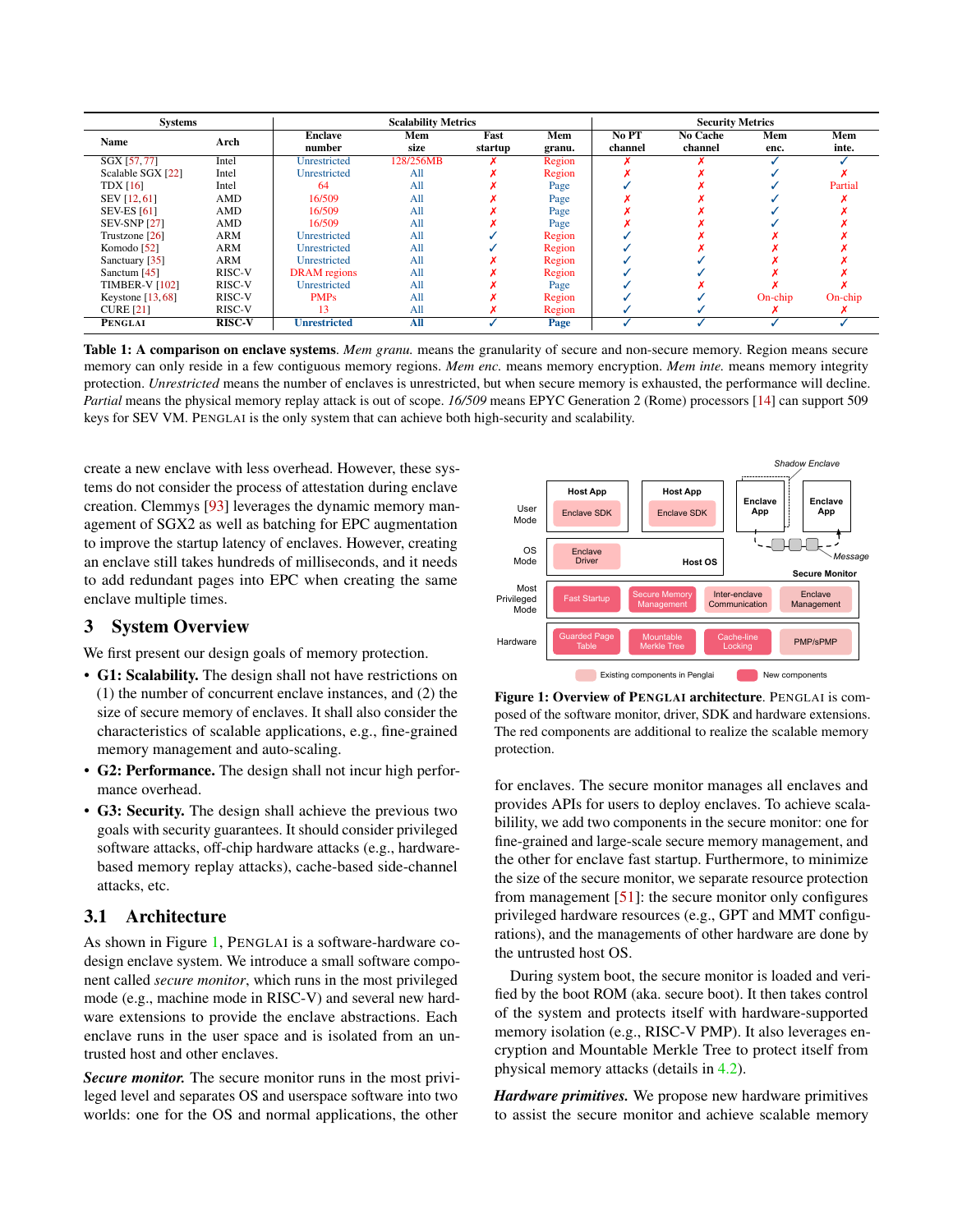| Systems | | Scalability Metrics | | | | Security Metrics | | | |
|---|---|---|---|---|---|---|---|---|---|
| Name | Arch | Enclave number | Mem size | Fast startup | Mem granu. | No PT channel | No Cache channel | Mem enc. | Mem inte. |
| SGX [57, 77] | Intel | Unrestricted | 128/256MB | ✗ | Region | ✗ | ✗ | ✓ | ✓ |
| Scalable SGX [22] | Intel | Unrestricted | All | ✗ | Region | ✗ | ✗ | ✓ | ✗ |
| TDX [16] | Intel | 64 | All | ✗ | Page | ✓ | ✗ | ✓ | Partial |
| SEV [12, 61] | AMD | 16/509 | All | ✗ | Page | ✗ | ✗ | ✓ | ✗ |
| SEV-ES [61] | AMD | 16/509 | All | ✗ | Page | ✗ | ✗ | ✓ | ✗ |
| SEV-SNP [27] | AMD | 16/509 | All | ✗ | Page | ✗ | ✗ | ✓ | ✗ |
| Trustzone [26] | ARM | Unrestricted | All | ✓ | Region | ✓ | ✗ | ✗ | ✗ |
| Komodo [52] | ARM | Unrestricted | All | ✓ | Region | ✓ | ✗ | ✗ | ✗ |
| Sanctuary [35] | ARM | Unrestricted | All | ✗ | Region | ✓ | ✓ | ✗ | ✗ |
| Sanctum [45] | RISC-V | DRAM regions | All | ✗ | Region | ✓ | ✓ | ✗ | ✗ |
| TIMBER-V [102] | RISC-V | Unrestricted | All | ✗ | Page | ✓ | ✗ | ✗ | ✗ |
| Keystone [13, 68] | RISC-V | PMPs | All | ✗ | Region | ✓ | ✓ | On-chip | On-chip |
| CURE [21] | RISC-V | 13 | All | ✗ | Region | ✓ | ✓ | ✗ | ✗ |
| **PENGLAI** | **RISC-V** | **Unrestricted** | **All** | **✓** | **Page** | **✓** | **✓** | **✓** | **✓** |

**Table 1: A comparison on enclave systems**. *Mem granu.* means the granularity of secure and non-secure memory. Region means secure memory can only reside in a few contiguous memory regions. *Mem enc.* means memory encryption. *Mem inte.* means memory integrity protection. *Unrestricted* means the number of enclaves is unrestricted, but when secure memory is exhausted, the performance will decline. *Partial* means the physical memory replay attack is out of scope. *16/509* means EPYC Generation 2 (Rome) processors [14] can support 509 keys for SEV VM. PENGLAI is the only system that can achieve both high-security and scalability.

create a new enclave with less overhead. However, these systems do not consider the process of attestation during enclave creation. Clemmys [93] leverages the dynamic memory management of SGX2 as well as batching for EPC augmentation to improve the startup latency of enclaves. However, creating an enclave still takes hundreds of milliseconds, and it needs to add redundant pages into EPC when creating the same enclave multiple times.

## 3 System Overview

We first present our design goals of memory protection.

- **G1: Scalability.** The design shall not have restrictions on (1) the number of concurrent enclave instances, and (2) the size of secure memory of enclaves. It shall also consider the characteristics of scalable applications, e.g., fine-grained memory management and auto-scaling.
- **G2: Performance.** The design shall not incur high performance overhead.
- **G3: Security.** The design shall achieve the previous two goals with security guarantees. It should consider privileged software attacks, off-chip hardware attacks (e.g., hardware-based memory replay attacks), cache-based side-channel attacks, etc.

### 3.1 Architecture

As shown in Figure 1, PENGLAI is a software-hardware co-design enclave system. We introduce a small software component called *secure monitor*, which runs in the most privileged mode (e.g., machine mode in RISC-V) and several new hardware extensions to provide the enclave abstractions. Each enclave runs in the user space and is isolated from an untrusted host and other enclaves.

***Secure monitor.*** The secure monitor runs in the most privileged level and separates OS and userspace software into two worlds: one for the OS and normal applications, the other for enclaves. The secure monitor manages all enclaves and provides APIs for users to deploy enclaves. To achieve scalability, we add two components in the secure monitor: one for fine-grained and large-scale secure memory management, and the other for enclave fast startup. Furthermore, to minimize the size of the secure monitor, we separate resource protection from management [51]: the secure monitor only configures privileged hardware resources (e.g., GPT and MMT configurations), and the managements of other hardware are done by the untrusted host OS.

**Figure 1: Overview of PENGLAI architecture**. PENGLAI is composed of the software monitor, driver, SDK and hardware extensions. The red components are additional to realize the scalable memory protection.

During system boot, the secure monitor is loaded and verified by the boot ROM (aka. secure boot). It then takes control of the system and protects itself with hardware-supported memory isolation (e.g., RISC-V PMP). It also leverages encryption and Mountable Merkle Tree to protect itself from physical memory attacks (details in 4.2).

***Hardware primitives.*** We propose new hardware primitives to assist the secure monitor and achieve scalable memory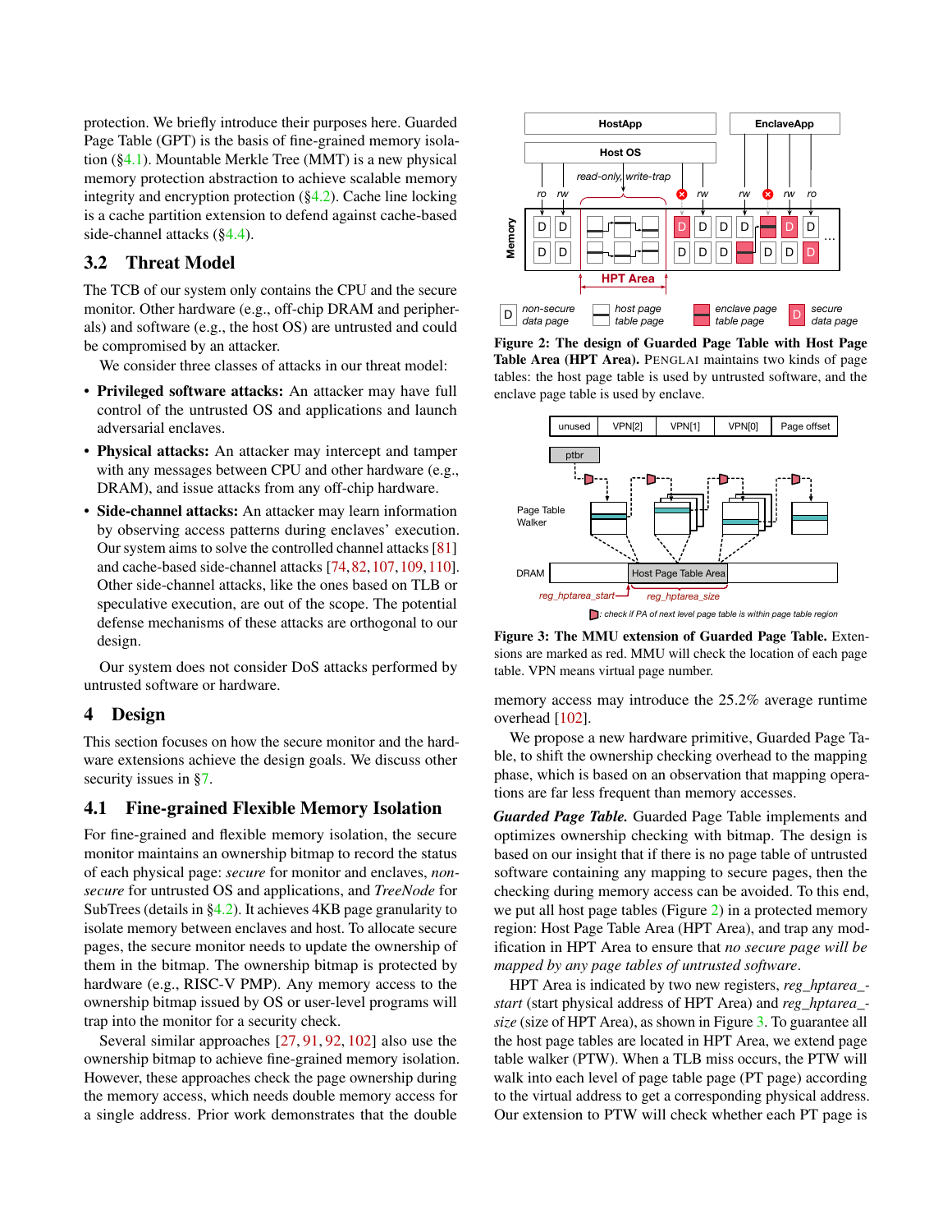protection. We briefly introduce their purposes here. Guarded Page Table (GPT) is the basis of fine-grained memory isolation (§4.1). Mountable Merkle Tree (MMT) is a new physical memory protection abstraction to achieve scalable memory integrity and encryption protection (§4.2). Cache line locking is a cache partition extension to defend against cache-based side-channel attacks (§4.4).

## 3.2 Threat Model

The TCB of our system only contains the CPU and the secure monitor. Other hardware (e.g., off-chip DRAM and peripherals) and software (e.g., the host OS) are untrusted and could be compromised by an attacker.

We consider three classes of attacks in our threat model:

- **Privileged software attacks:** An attacker may have full control of the untrusted OS and applications and launch adversarial enclaves.
- **Physical attacks:** An attacker may intercept and tamper with any messages between CPU and other hardware (e.g., DRAM), and issue attacks from any off-chip hardware.
- **Side-channel attacks:** An attacker may learn information by observing access patterns during enclaves' execution. Our system aims to solve the controlled channel attacks [81] and cache-based side-channel attacks [74, 82, 107, 109, 110]. Other side-channel attacks, like the ones based on TLB or speculative execution, are out of the scope. The potential defense mechanisms of these attacks are orthogonal to our design.

Our system does not consider DoS attacks performed by untrusted software or hardware.

# 4 Design

This section focuses on how the secure monitor and the hardware extensions achieve the design goals. We discuss other security issues in §7.

## 4.1 Fine-grained Flexible Memory Isolation

For fine-grained and flexible memory isolation, the secure monitor maintains an ownership bitmap to record the status of each physical page: *secure* for monitor and enclaves, *non-secure* for untrusted OS and applications, and *TreeNode* for SubTrees (details in §4.2). It achieves 4KB page granularity to isolate memory between enclaves and host. To allocate secure pages, the secure monitor needs to update the ownership of them in the bitmap. The ownership bitmap is protected by hardware (e.g., RISC-V PMP). Any memory access to the ownership bitmap issued by OS or user-level programs will trap into the monitor for a security check.

Several similar approaches [27, 91, 92, 102] also use the ownership bitmap to achieve fine-grained memory isolation. However, these approaches check the page ownership during the memory access, which needs double memory access for a single address. Prior work demonstrates that the double memory access may introduce the 25.2% average runtime overhead [102].

**Figure 2: The design of Guarded Page Table with Host Page Table Area (HPT Area).** PENGLAI maintains two kinds of page tables: the host page table is used by untrusted software, and the enclave page table is used by enclave.

**Figure 3: The MMU extension of Guarded Page Table.** Extensions are marked as red. MMU will check the location of each page table. VPN means virtual page number.

We propose a new hardware primitive, Guarded Page Table, to shift the ownership checking overhead to the mapping phase, which is based on an observation that mapping operations are far less frequent than memory accesses.

***Guarded Page Table.*** Guarded Page Table implements and optimizes ownership checking with bitmap. The design is based on our insight that if there is no page table of untrusted software containing any mapping to secure pages, then the checking during memory access can be avoided. To this end, we put all host page tables (Figure 2) in a protected memory region: Host Page Table Area (HPT Area), and trap any modification in HPT Area to ensure that *no secure page will be mapped by any page tables of untrusted software*.

HPT Area is indicated by two new registers, *reg_hptarea_start* (start physical address of HPT Area) and *reg_hptarea_size* (size of HPT Area), as shown in Figure 3. To guarantee all the host page tables are located in HPT Area, we extend page table walker (PTW). When a TLB miss occurs, the PTW will walk into each level of page table page (PT page) according to the virtual address to get a corresponding physical address. Our extension to PTW will check whether each PT page is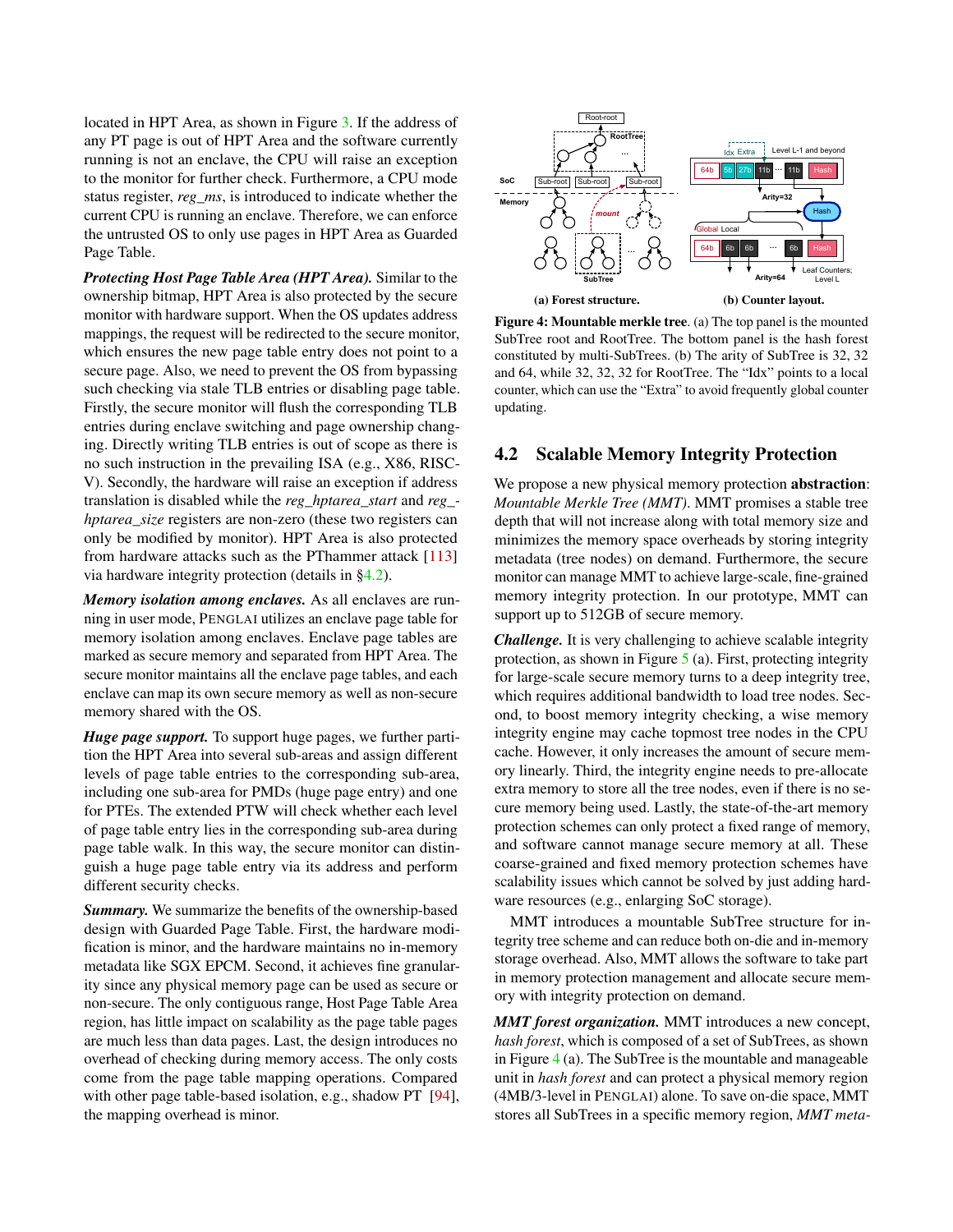located in HPT Area, as shown in Figure 3. If the address of any PT page is out of HPT Area and the software currently running is not an enclave, the CPU will raise an exception to the monitor for further check. Furthermore, a CPU mode status register, *reg_ms*, is introduced to indicate whether the current CPU is running an enclave. Therefore, we can enforce the untrusted OS to only use pages in HPT Area as Guarded Page Table.

***Protecting Host Page Table Area (HPT Area).*** Similar to the ownership bitmap, HPT Area is also protected by the secure monitor with hardware support. When the OS updates address mappings, the request will be redirected to the secure monitor, which ensures the new page table entry does not point to a secure page. Also, we need to prevent the OS from bypassing such checking via stale TLB entries or disabling page table. Firstly, the secure monitor will flush the corresponding TLB entries during enclave switching and page ownership changing. Directly writing TLB entries is out of scope as there is no such instruction in the prevailing ISA (e.g., X86, RISC-V). Secondly, the hardware will raise an exception if address translation is disabled while the *reg_hptarea_start* and *reg_hptarea_size* registers are non-zero (these two registers can only be modified by monitor). HPT Area is also protected from hardware attacks such as the PThammer attack [113] via hardware integrity protection (details in §4.2).

***Memory isolation among enclaves.*** As all enclaves are running in user mode, PENGLAI utilizes an enclave page table for memory isolation among enclaves. Enclave page tables are marked as secure memory and separated from HPT Area. The secure monitor maintains all the enclave page tables, and each enclave can map its own secure memory as well as non-secure memory shared with the OS.

***Huge page support.*** To support huge pages, we further partition the HPT Area into several sub-areas and assign different levels of page table entries to the corresponding sub-area, including one sub-area for PMDs (huge page entry) and one for PTEs. The extended PTW will check whether each level of page table entry lies in the corresponding sub-area during page table walk. In this way, the secure monitor can distinguish a huge page table entry via its address and perform different security checks.

***Summary.*** We summarize the benefits of the ownership-based design with Guarded Page Table. First, the hardware modification is minor, and the hardware maintains no in-memory metadata like SGX EPCM. Second, it achieves fine granularity since any physical memory page can be used as secure or non-secure. The only contiguous range, Host Page Table Area region, has little impact on scalability as the page table pages are much less than data pages. Last, the design introduces no overhead of checking during memory access. The only costs come from the page table mapping operations. Compared with other page table-based isolation, e.g., shadow PT [94], the mapping overhead is minor.

**Figure 4: Mountable merkle tree**. (a) The top panel is the mounted SubTree root and RootTree. The bottom panel is the hash forest constituted by multi-SubTrees. (b) The arity of SubTree is 32, 32 and 64, while 32, 32, 32 for RootTree. The "Idx" points to a local counter, which can use the "Extra" to avoid frequently global counter updating.

## 4.2 Scalable Memory Integrity Protection

We propose a new physical memory protection **abstraction**: *Mountable Merkle Tree (MMT)*. MMT promises a stable tree depth that will not increase along with total memory size and minimizes the memory space overheads by storing integrity metadata (tree nodes) on demand. Furthermore, the secure monitor can manage MMT to achieve large-scale, fine-grained memory integrity protection. In our prototype, MMT can support up to 512GB of secure memory.

***Challenge.*** It is very challenging to achieve scalable integrity protection, as shown in Figure 5 (a). First, protecting integrity for large-scale secure memory turns to a deep integrity tree, which requires additional bandwidth to load tree nodes. Second, to boost memory integrity checking, a wise memory integrity engine may cache topmost tree nodes in the CPU cache. However, it only increases the amount of secure memory linearly. Third, the integrity engine needs to pre-allocate extra memory to store all the tree nodes, even if there is no secure memory being used. Lastly, the state-of-the-art memory protection schemes can only protect a fixed range of memory, and software cannot manage secure memory at all. These coarse-grained and fixed memory protection schemes have scalability issues which cannot be solved by just adding hardware resources (e.g., enlarging SoC storage).

MMT introduces a mountable SubTree structure for integrity tree scheme and can reduce both on-die and in-memory storage overhead. Also, MMT allows the software to take part in memory protection management and allocate secure memory with integrity protection on demand.

***MMT forest organization.*** MMT introduces a new concept, *hash forest*, which is composed of a set of SubTrees, as shown in Figure 4 (a). The SubTree is the mountable and manageable unit in *hash forest* and can protect a physical memory region (4MB/3-level in PENGLAI) alone. To save on-die space, MMT stores all SubTrees in a specific memory region, *MMT meta-*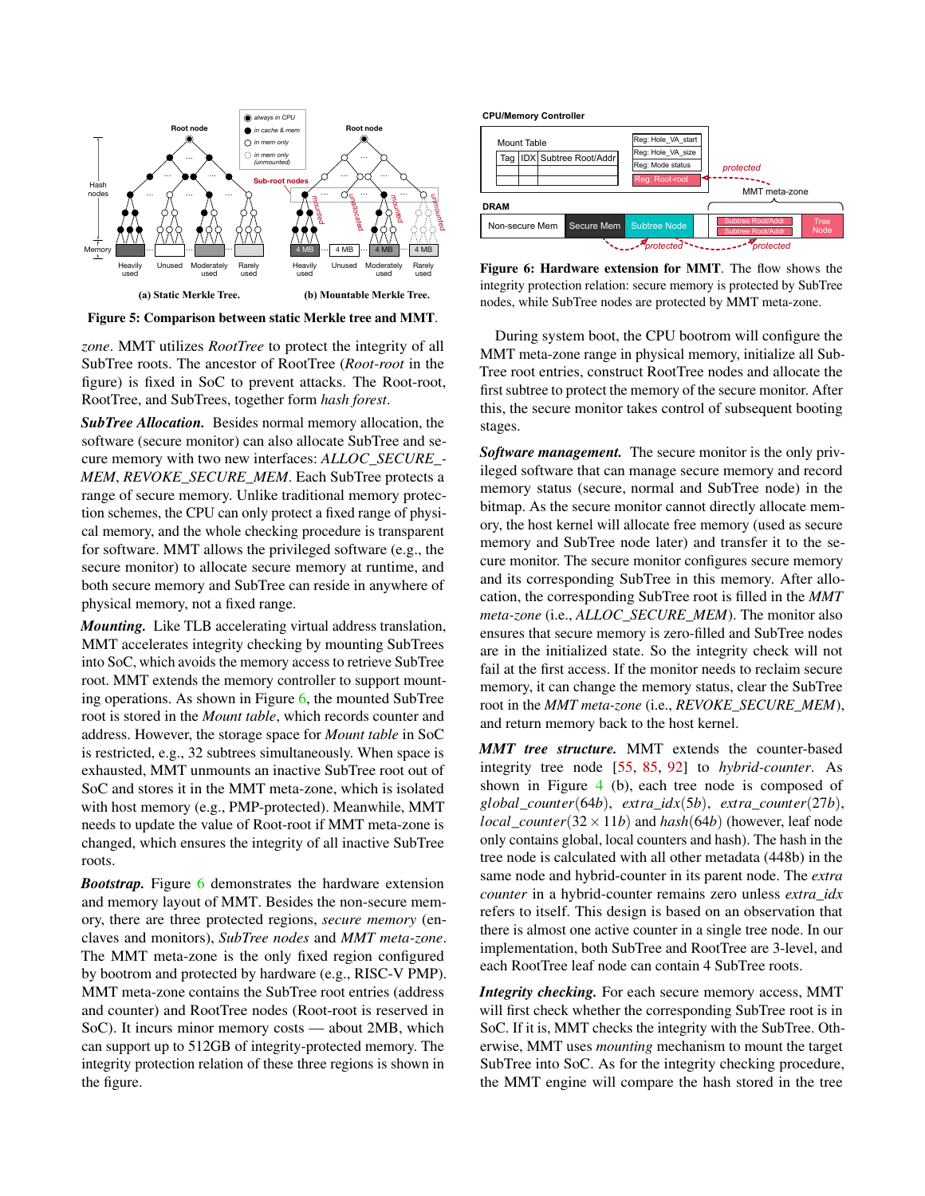(a) Static Merkle Tree. (b) Mountable Merkle Tree.

**Figure 5: Comparison between static Merkle tree and MMT.**

**Figure 6: Hardware extension for MMT.** The flow shows the integrity protection relation: secure memory is protected by SubTree nodes, while SubTree nodes are protected by MMT meta-zone.

*zone*. MMT utilizes *RootTree* to protect the integrity of all SubTree roots. The ancestor of RootTree (*Root-root* in the figure) is fixed in SoC to prevent attacks. The Root-root, RootTree, and SubTrees, together form *hash forest*.

***SubTree Allocation.*** Besides normal memory allocation, the software (secure monitor) can also allocate SubTree and secure memory with two new interfaces: *ALLOC_SECURE_MEM*, *REVOKE_SECURE_MEM*. Each SubTree protects a range of secure memory. Unlike traditional memory protection schemes, the CPU can only protect a fixed range of physical memory, and the whole checking procedure is transparent for software. MMT allows the privileged software (e.g., the secure monitor) to allocate secure memory at runtime, and both secure memory and SubTree can reside in anywhere of physical memory, not a fixed range.

***Mounting.*** Like TLB accelerating virtual address translation, MMT accelerates integrity checking by mounting SubTrees into SoC, which avoids the memory access to retrieve SubTree root. MMT extends the memory controller to support mounting operations. As shown in Figure 6, the mounted SubTree root is stored in the *Mount table*, which records counter and address. However, the storage space for *Mount table* in SoC is restricted, e.g., 32 subtrees simultaneously. When space is exhausted, MMT unmounts an inactive SubTree root out of SoC and stores it in the MMT meta-zone, which is isolated with host memory (e.g., PMP-protected). Meanwhile, MMT needs to update the value of Root-root if MMT meta-zone is changed, which ensures the integrity of all inactive SubTree roots.

***Bootstrap.*** Figure 6 demonstrates the hardware extension and memory layout of MMT. Besides the non-secure memory, there are three protected regions, *secure memory* (enclaves and monitors), *SubTree nodes* and *MMT meta-zone*. The MMT meta-zone is the only fixed region configured by bootrom and protected by hardware (e.g., RISC-V PMP). MMT meta-zone contains the SubTree root entries (address and counter) and RootTree nodes (Root-root is reserved in SoC). It incurs minor memory costs — about 2MB, which can support up to 512GB of integrity-protected memory. The integrity protection relation of these three regions is shown in the figure.

During system boot, the CPU bootrom will configure the MMT meta-zone range in physical memory, initialize all SubTree root entries, construct RootTree nodes and allocate the first subtree to protect the memory of the secure monitor. After this, the secure monitor takes control of subsequent booting stages.

***Software management.*** The secure monitor is the only privileged software that can manage secure memory and record memory status (secure, normal and SubTree node) in the bitmap. As the secure monitor cannot directly allocate memory, the host kernel will allocate free memory (used as secure memory and SubTree node later) and transfer it to the secure monitor. The secure monitor configures secure memory and its corresponding SubTree in this memory. After allocation, the corresponding SubTree root is filled in the *MMT meta-zone* (i.e., *ALLOC_SECURE_MEM*). The monitor also ensures that secure memory is zero-filled and SubTree nodes are in the initialized state. So the integrity check will not fail at the first access. If the monitor needs to reclaim secure memory, it can change the memory status, clear the SubTree root in the *MMT meta-zone* (i.e., *REVOKE_SECURE_MEM*), and return memory back to the host kernel.

***MMT tree structure.*** MMT extends the counter-based integrity tree node [55, 85, 92] to *hybrid-counter*. As shown in Figure 4 (b), each tree node is composed of *global_counter*(64*b*), *extra_idx*(5*b*), *extra_counter*(27*b*), *local_counter*($32 \times 11b$) and *hash*(64*b*) (however, leaf node only contains global, local counters and hash). The hash in the tree node is calculated with all other metadata (448b) in the same node and hybrid-counter in its parent node. The *extra counter* in a hybrid-counter remains zero unless *extra_idx* refers to itself. This design is based on an observation that there is almost one active counter in a single tree node. In our implementation, both SubTree and RootTree are 3-level, and each RootTree leaf node can contain 4 SubTree roots.

***Integrity checking.*** For each secure memory access, MMT will first check whether the corresponding SubTree root is in SoC. If it is, MMT checks the integrity with the SubTree. Otherwise, MMT uses *mounting* mechanism to mount the target SubTree into SoC. As for the integrity checking procedure, the MMT engine will compare the hash stored in the tree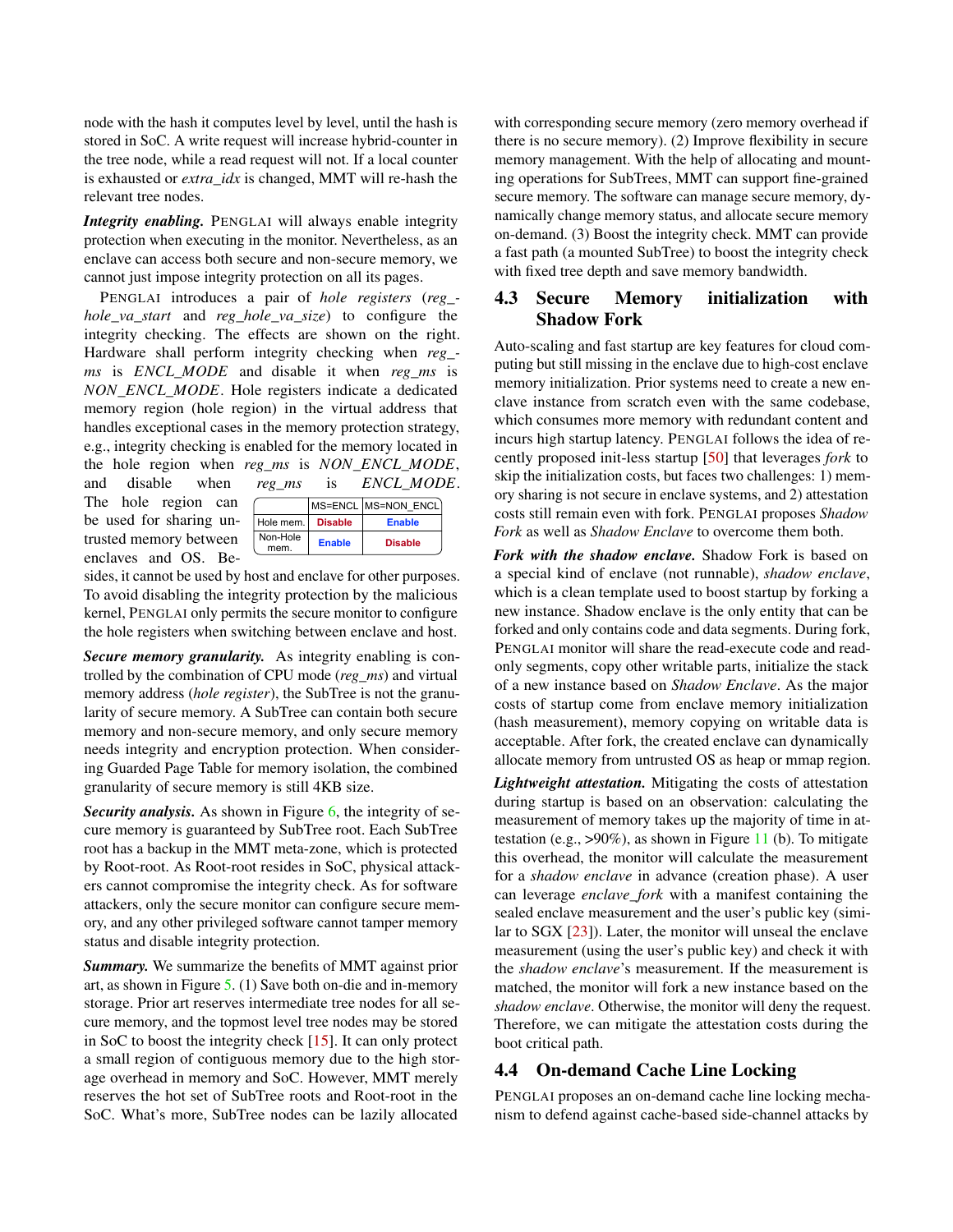node with the hash it computes level by level, until the hash is stored in SoC. A write request will increase hybrid-counter in the tree node, while a read request will not. If a local counter is exhausted or *extra_idx* is changed, MMT will re-hash the relevant tree nodes.

***Integrity enabling.*** PENGLAI will always enable integrity protection when executing in the monitor. Nevertheless, as an enclave can access both secure and non-secure memory, we cannot just impose integrity protection on all its pages.

PENGLAI introduces a pair of *hole registers* (*reg_hole_va_start* and *reg_hole_va_size*) to configure the integrity checking. The effects are shown on the right. Hardware shall perform integrity checking when *reg_ms* is *ENCL_MODE* and disable it when *reg_ms* is *NON_ENCL_MODE*. Hole registers indicate a dedicated memory region (hole region) in the virtual address that handles exceptional cases in the memory protection strategy, e.g., integrity checking is enabled for the memory located in the hole region when *reg_ms* is *NON_ENCL_MODE*, and disable when *reg_ms* is *ENCL_MODE*. The hole region can be used for sharing untrusted memory between enclaves and OS. Besides, it cannot be used by host and enclave for other purposes. To avoid disabling the integrity protection by the malicious kernel, PENGLAI only permits the secure monitor to configure the hole registers when switching between enclave and host.

| | MS=ENCL | MS=NON_ENCL |
|---|---|---|
| Hole mem. | Disable | Enable |
| Non-Hole mem. | Enable | Disable |

***Secure memory granularity.*** As integrity enabling is controlled by the combination of CPU mode (*reg_ms*) and virtual memory address (*hole register*), the SubTree is not the granularity of secure memory. A SubTree can contain both secure memory and non-secure memory, and only secure memory needs integrity and encryption protection. When considering Guarded Page Table for memory isolation, the combined granularity of secure memory is still 4KB size.

***Security analysis.*** As shown in Figure 6, the integrity of secure memory is guaranteed by SubTree root. Each SubTree root has a backup in the MMT meta-zone, which is protected by Root-root. As Root-root resides in SoC, physical attackers cannot compromise the integrity check. As for software attackers, only the secure monitor can configure secure memory, and any other privileged software cannot tamper memory status and disable integrity protection.

***Summary.*** We summarize the benefits of MMT against prior art, as shown in Figure 5. (1) Save both on-die and in-memory storage. Prior art reserves intermediate tree nodes for all secure memory, and the topmost level tree nodes may be stored in SoC to boost the integrity check [15]. It can only protect a small region of contiguous memory due to the high storage overhead in memory and SoC. However, MMT merely reserves the hot set of SubTree roots and Root-root in the SoC. What's more, SubTree nodes can be lazily allocated with corresponding secure memory (zero memory overhead if there is no secure memory). (2) Improve flexibility in secure memory management. With the help of allocating and mounting operations for SubTrees, MMT can support fine-grained secure memory. The software can manage secure memory, dynamically change memory status, and allocate secure memory on-demand. (3) Boost the integrity check. MMT can provide a fast path (a mounted SubTree) to boost the integrity check with fixed tree depth and save memory bandwidth.

## 4.3 Secure Memory initialization with Shadow Fork

Auto-scaling and fast startup are key features for cloud computing but still missing in the enclave due to high-cost enclave memory initialization. Prior systems need to create a new enclave instance from scratch even with the same codebase, which consumes more memory with redundant content and incurs high startup latency. PENGLAI follows the idea of recently proposed init-less startup [50] that leverages *fork* to skip the initialization costs, but faces two challenges: 1) memory sharing is not secure in enclave systems, and 2) attestation costs still remain even with fork. PENGLAI proposes *Shadow Fork* as well as *Shadow Enclave* to overcome them both.

***Fork with the shadow enclave.*** Shadow Fork is based on a special kind of enclave (not runnable), *shadow enclave*, which is a clean template used to boost startup by forking a new instance. Shadow enclave is the only entity that can be forked and only contains code and data segments. During fork, PENGLAI monitor will share the read-execute code and read-only segments, copy other writable parts, initialize the stack of a new instance based on *Shadow Enclave*. As the major costs of startup come from enclave memory initialization (hash measurement), memory copying on writable data is acceptable. After fork, the created enclave can dynamically allocate memory from untrusted OS as heap or mmap region.

***Lightweight attestation.*** Mitigating the costs of attestation during startup is based on an observation: calculating the measurement of memory takes up the majority of time in attestation (e.g., >90%), as shown in Figure 11 (b). To mitigate this overhead, the monitor will calculate the measurement for a *shadow enclave* in advance (creation phase). A user can leverage *enclave_fork* with a manifest containing the sealed enclave measurement and the user's public key (similar to SGX [23]). Later, the monitor will unseal the enclave measurement (using the user's public key) and check it with the *shadow enclave*'s measurement. If the measurement is matched, the monitor will fork a new instance based on the *shadow enclave*. Otherwise, the monitor will deny the request. Therefore, we can mitigate the attestation costs during the boot critical path.

## 4.4 On-demand Cache Line Locking

PENGLAI proposes an on-demand cache line locking mechanism to defend against cache-based side-channel attacks by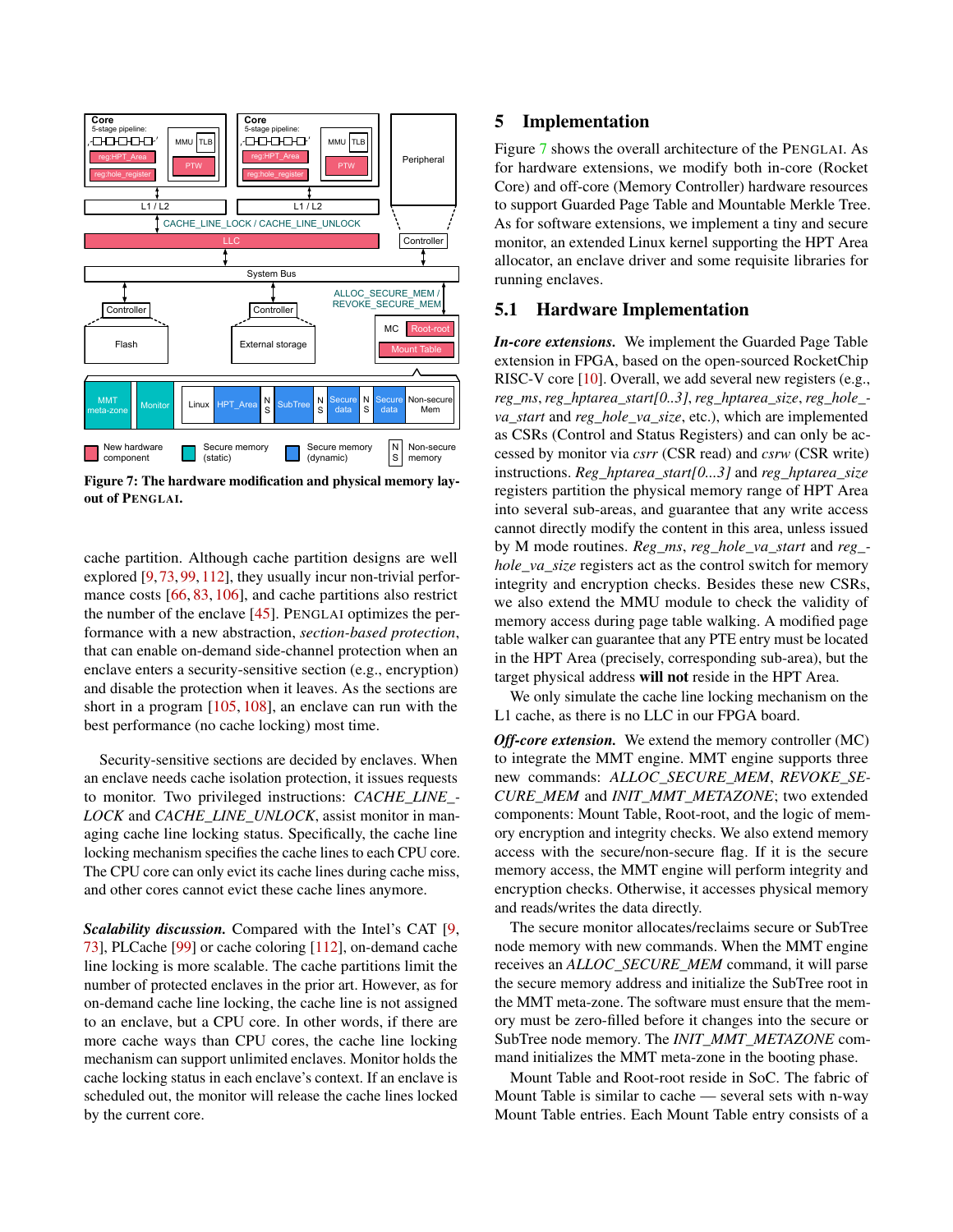Figure 7: The hardware modification and physical memory layout of PENGLAI.

cache partition. Although cache partition designs are well explored [9, 73, 99, 112], they usually incur non-trivial performance costs [66, 83, 106], and cache partitions also restrict the number of the enclave [45]. PENGLAI optimizes the performance with a new abstraction, *section-based protection*, that can enable on-demand side-channel protection when an enclave enters a security-sensitive section (e.g., encryption) and disable the protection when it leaves. As the sections are short in a program [105, 108], an enclave can run with the best performance (no cache locking) most time.

Security-sensitive sections are decided by enclaves. When an enclave needs cache isolation protection, it issues requests to monitor. Two privileged instructions: *CACHE_LINE_LOCK* and *CACHE_LINE_UNLOCK*, assist monitor in managing cache line locking status. Specifically, the cache line locking mechanism specifies the cache lines to each CPU core. The CPU core can only evict its cache lines during cache miss, and other cores cannot evict these cache lines anymore.

***Scalability discussion.*** Compared with the Intel's CAT [9, 73], PLCache [99] or cache coloring [112], on-demand cache line locking is more scalable. The cache partitions limit the number of protected enclaves in the prior art. However, as for on-demand cache line locking, the cache line is not assigned to an enclave, but a CPU core. In other words, if there are more cache ways than CPU cores, the cache line locking mechanism can support unlimited enclaves. Monitor holds the cache locking status in each enclave's context. If an enclave is scheduled out, the monitor will release the cache lines locked by the current core.

# 5 Implementation

Figure 7 shows the overall architecture of the PENGLAI. As for hardware extensions, we modify both in-core (Rocket Core) and off-core (Memory Controller) hardware resources to support Guarded Page Table and Mountable Merkle Tree. As for software extensions, we implement a tiny and secure monitor, an extended Linux kernel supporting the HPT Area allocator, an enclave driver and some requisite libraries for running enclaves.

## 5.1 Hardware Implementation

***In-core extensions.*** We implement the Guarded Page Table extension in FPGA, based on the open-sourced RocketChip RISC-V core [10]. Overall, we add several new registers (e.g., *reg_ms*, *reg_hptarea_start[0..3]*, *reg_hptarea_size*, *reg_hole_va_start* and *reg_hole_va_size*, etc.), which are implemented as CSRs (Control and Status Registers) and can only be accessed by monitor via *csrr* (CSR read) and *csrw* (CSR write) instructions. *Reg_hptarea_start[0...3]* and *reg_hptarea_size* registers partition the physical memory range of HPT Area into several sub-areas, and guarantee that any write access cannot directly modify the content in this area, unless issued by M mode routines. *Reg_ms*, *reg_hole_va_start* and *reg_hole_va_size* registers act as the control switch for memory integrity and encryption checks. Besides these new CSRs, we also extend the MMU module to check the validity of memory access during page table walking. A modified page table walker can guarantee that any PTE entry must be located in the HPT Area (precisely, corresponding sub-area), but the target physical address **will not** reside in the HPT Area.

We only simulate the cache line locking mechanism on the L1 cache, as there is no LLC in our FPGA board.

***Off-core extension.*** We extend the memory controller (MC) to integrate the MMT engine. MMT engine supports three new commands: *ALLOC_SECURE_MEM*, *REVOKE_SECURE_MEM* and *INIT_MMT_METAZONE*; two extended components: Mount Table, Root-root, and the logic of memory encryption and integrity checks. We also extend memory access with the secure/non-secure flag. If it is the secure memory access, the MMT engine will perform integrity and encryption checks. Otherwise, it accesses physical memory and reads/writes the data directly.

The secure monitor allocates/reclaims secure or SubTree node memory with new commands. When the MMT engine receives an *ALLOC_SECURE_MEM* command, it will parse the secure memory address and initialize the SubTree root in the MMT meta-zone. The software must ensure that the memory must be zero-filled before it changes into the secure or SubTree node memory. The *INIT_MMT_METAZONE* command initializes the MMT meta-zone in the booting phase.

Mount Table and Root-root reside in SoC. The fabric of Mount Table is similar to cache — several sets with n-way Mount Table entries. Each Mount Table entry consists of a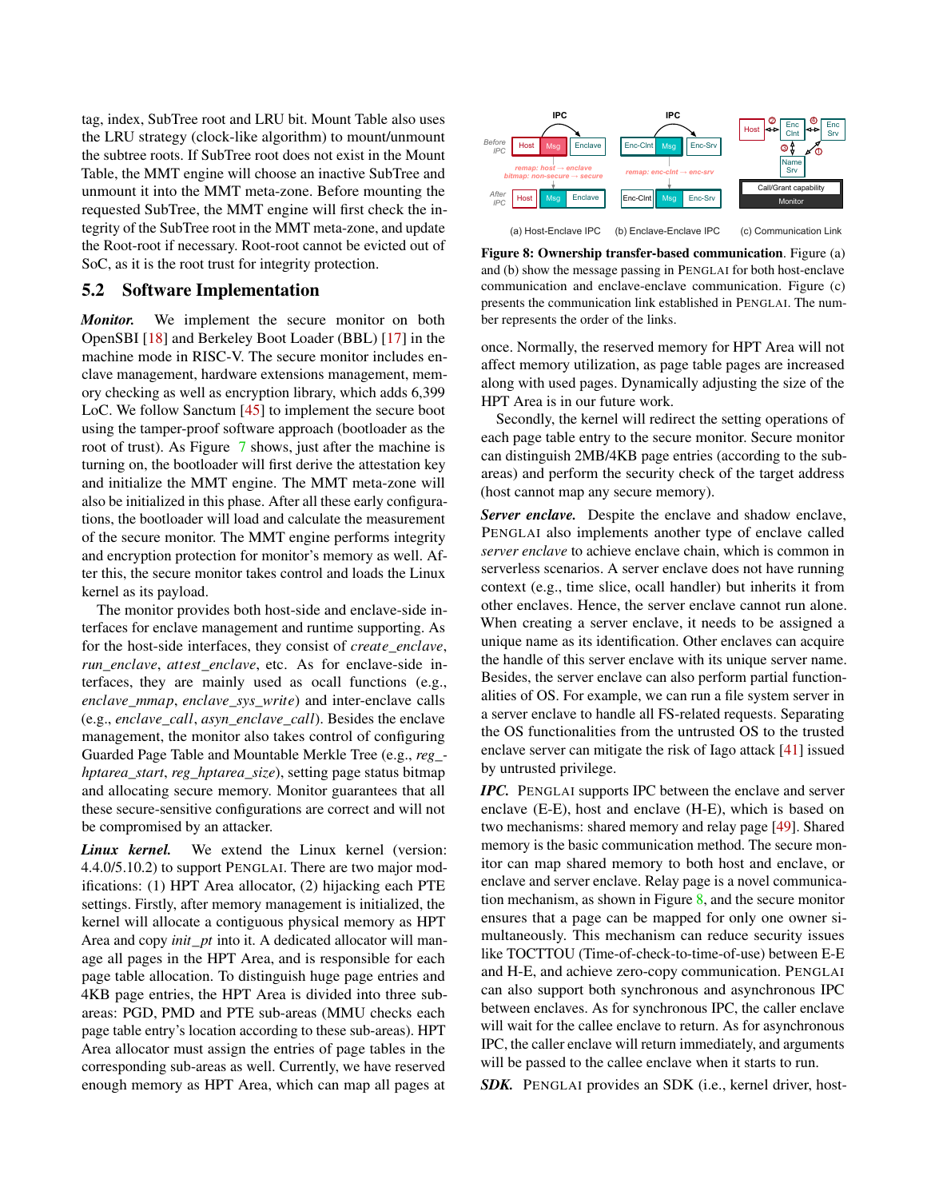tag, index, SubTree root and LRU bit. Mount Table also uses the LRU strategy (clock-like algorithm) to mount/unmount the subtree roots. If SubTree root does not exist in the Mount Table, the MMT engine will choose an inactive SubTree and unmount it into the MMT meta-zone. Before mounting the requested SubTree, the MMT engine will first check the integrity of the SubTree root in the MMT meta-zone, and update the Root-root if necessary. Root-root cannot be evicted out of SoC, as it is the root trust for integrity protection.

## 5.2 Software Implementation

***Monitor.*** We implement the secure monitor on both OpenSBI [18] and Berkeley Boot Loader (BBL) [17] in the machine mode in RISC-V. The secure monitor includes enclave management, hardware extensions management, memory checking as well as encryption library, which adds 6,399 LoC. We follow Sanctum [45] to implement the secure boot using the tamper-proof software approach (bootloader as the root of trust). As Figure 7 shows, just after the machine is turning on, the bootloader will first derive the attestation key and initialize the MMT engine. The MMT meta-zone will also be initialized in this phase. After all these early configurations, the bootloader will load and calculate the measurement of the secure monitor. The MMT engine performs integrity and encryption protection for monitor's memory as well. After this, the secure monitor takes control and loads the Linux kernel as its payload.

The monitor provides both host-side and enclave-side interfaces for enclave management and runtime supporting. As for the host-side interfaces, they consist of *create_enclave*, *run_enclave*, *attest_enclave*, etc. As for enclave-side interfaces, they are mainly used as ocall functions (e.g., *enclave_mmap*, *enclave_sys_write*) and inter-enclave calls (e.g., *enclave_call*, *asyn_enclave_call*). Besides the enclave management, the monitor also takes control of configuring Guarded Page Table and Mountable Merkle Tree (e.g., *reg_hptarea_start*, *reg_hptarea_size*), setting page status bitmap and allocating secure memory. Monitor guarantees that all these secure-sensitive configurations are correct and will not be compromised by an attacker.

***Linux kernel.*** We extend the Linux kernel (version: 4.4.0/5.10.2) to support PENGLAI. There are two major modifications: (1) HPT Area allocator, (2) hijacking each PTE settings. Firstly, after memory management is initialized, the kernel will allocate a contiguous physical memory as HPT Area and copy *init_pt* into it. A dedicated allocator will manage all pages in the HPT Area, and is responsible for each page table allocation. To distinguish huge page entries and 4KB page entries, the HPT Area is divided into three subareas: PGD, PMD and PTE sub-areas (MMU checks each page table entry's location according to these sub-areas). HPT Area allocator must assign the entries of page tables in the corresponding sub-areas as well. Currently, we have reserved enough memory as HPT Area, which can map all pages at once. Normally, the reserved memory for HPT Area will not affect memory utilization, as page table pages are increased along with used pages. Dynamically adjusting the size of the HPT Area is in our future work.

Secondly, the kernel will redirect the setting operations of each page table entry to the secure monitor. Secure monitor can distinguish 2MB/4KB page entries (according to the subareas) and perform the security check of the target address (host cannot map any secure memory).

(a) Host-Enclave IPC (b) Enclave-Enclave IPC (c) Communication Link

**Figure 8: Ownership transfer-based communication**. Figure (a) and (b) show the message passing in PENGLAI for both host-enclave communication and enclave-enclave communication. Figure (c) presents the communication link established in PENGLAI. The number represents the order of the links.

***Server enclave.*** Despite the enclave and shadow enclave, PENGLAI also implements another type of enclave called *server enclave* to achieve enclave chain, which is common in serverless scenarios. A server enclave does not have running context (e.g., time slice, ocall handler) but inherits it from other enclaves. Hence, the server enclave cannot run alone. When creating a server enclave, it needs to be assigned a unique name as its identification. Other enclaves can acquire the handle of this server enclave with its unique server name. Besides, the server enclave can also perform partial functionalities of OS. For example, we can run a file system server in a server enclave to handle all FS-related requests. Separating the OS functionalities from the untrusted OS to the trusted enclave server can mitigate the risk of Iago attack [41] issued by untrusted privilege.

***IPC.*** PENGLAI supports IPC between the enclave and server enclave (E-E), host and enclave (H-E), which is based on two mechanisms: shared memory and relay page [49]. Shared memory is the basic communication method. The secure monitor can map shared memory to both host and enclave, or enclave and server enclave. Relay page is a novel communication mechanism, as shown in Figure 8, and the secure monitor ensures that a page can be mapped for only one owner simultaneously. This mechanism can reduce security issues like TOCTTOU (Time-of-check-to-time-of-use) between E-E and H-E, and achieve zero-copy communication. PENGLAI can also support both synchronous and asynchronous IPC between enclaves. As for synchronous IPC, the caller enclave will wait for the callee enclave to return. As for asynchronous IPC, the caller enclave will return immediately, and arguments will be passed to the callee enclave when it starts to run.

***SDK.*** PENGLAI provides an SDK (i.e., kernel driver, host-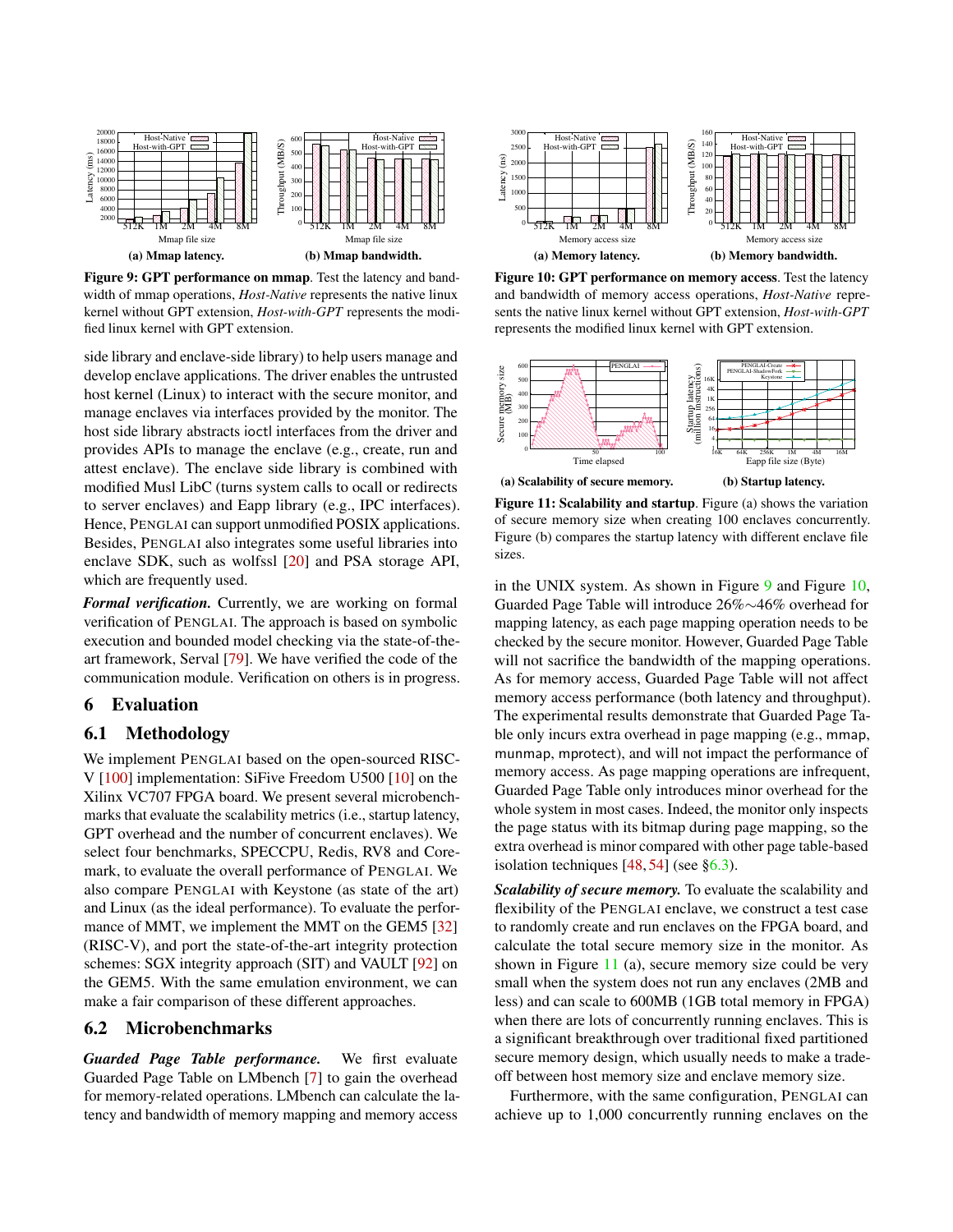(a) Mmap latency.

(b) Mmap bandwidth.

**Figure 9: GPT performance on mmap**. Test the latency and bandwidth of mmap operations, *Host-Native* represents the native linux kernel without GPT extension, *Host-with-GPT* represents the modified linux kernel with GPT extension.

(a) Memory latency.

(b) Memory bandwidth.

**Figure 10: GPT performance on memory access**. Test the latency and bandwidth of memory access operations, *Host-Native* represents the native linux kernel without GPT extension, *Host-with-GPT* represents the modified linux kernel with GPT extension.

(a) Scalability of secure memory.

(b) Startup latency.

**Figure 11: Scalability and startup**. Figure (a) shows the variation of secure memory size when creating 100 enclaves concurrently. Figure (b) compares the startup latency with different enclave file sizes.

side library and enclave-side library) to help users manage and develop enclave applications. The driver enables the untrusted host kernel (Linux) to interact with the secure monitor, and manage enclaves via interfaces provided by the monitor. The host side library abstracts ioctl interfaces from the driver and provides APIs to manage the enclave (e.g., create, run and attest enclave). The enclave side library is combined with modified Musl LibC (turns system calls to ocall or redirects to server enclaves) and Eapp library (e.g., IPC interfaces). Hence, PENGLAI can support unmodified POSIX applications. Besides, PENGLAI also integrates some useful libraries into enclave SDK, such as wolfssl [20] and PSA storage API, which are frequently used.

***Formal verification.*** Currently, we are working on formal verification of PENGLAI. The approach is based on symbolic execution and bounded model checking via the state-of-the-art framework, Serval [79]. We have verified the code of the communication module. Verification on others is in progress.

## 6 Evaluation

### 6.1 Methodology

We implement PENGLAI based on the open-sourced RISC-V [100] implementation: SiFive Freedom U500 [10] on the Xilinx VC707 FPGA board. We present several microbenchmarks that evaluate the scalability metrics (i.e., startup latency, GPT overhead and the number of concurrent enclaves). We select four benchmarks, SPECCPU, Redis, RV8 and Coremark, to evaluate the overall performance of PENGLAI. We also compare PENGLAI with Keystone (as state of the art) and Linux (as the ideal performance). To evaluate the performance of MMT, we implement the MMT on the GEM5 [32] (RISC-V), and port the state-of-the-art integrity protection schemes: SGX integrity approach (SIT) and VAULT [92] on the GEM5. With the same emulation environment, we can make a fair comparison of these different approaches.

### 6.2 Microbenchmarks

***Guarded Page Table performance.*** We first evaluate Guarded Page Table on LMbench [7] to gain the overhead for memory-related operations. LMbench can calculate the latency and bandwidth of memory mapping and memory access in the UNIX system. As shown in Figure 9 and Figure 10, Guarded Page Table will introduce 26%∼46% overhead for mapping latency, as each page mapping operation needs to be checked by the secure monitor. However, Guarded Page Table will not sacrifice the bandwidth of the mapping operations. As for memory access, Guarded Page Table will not affect memory access performance (both latency and throughput). The experimental results demonstrate that Guarded Page Table only incurs extra overhead in page mapping (e.g., mmap, munmap, mprotect), and will not impact the performance of memory access. As page mapping operations are infrequent, Guarded Page Table only introduces minor overhead for the whole system in most cases. Indeed, the monitor only inspects the page status with its bitmap during page mapping, so the extra overhead is minor compared with other page table-based isolation techniques [48, 54] (see §6.3).

***Scalability of secure memory.*** To evaluate the scalability and flexibility of the PENGLAI enclave, we construct a test case to randomly create and run enclaves on the FPGA board, and calculate the total secure memory size in the monitor. As shown in Figure 11 (a), secure memory size could be very small when the system does not run any enclaves (2MB and less) and can scale to 600MB (1GB total memory in FPGA) when there are lots of concurrently running enclaves. This is a significant breakthrough over traditional fixed partitioned secure memory design, which usually needs to make a trade-off between host memory size and enclave memory size.

Furthermore, with the same configuration, PENGLAI can achieve up to 1,000 concurrently running enclaves on the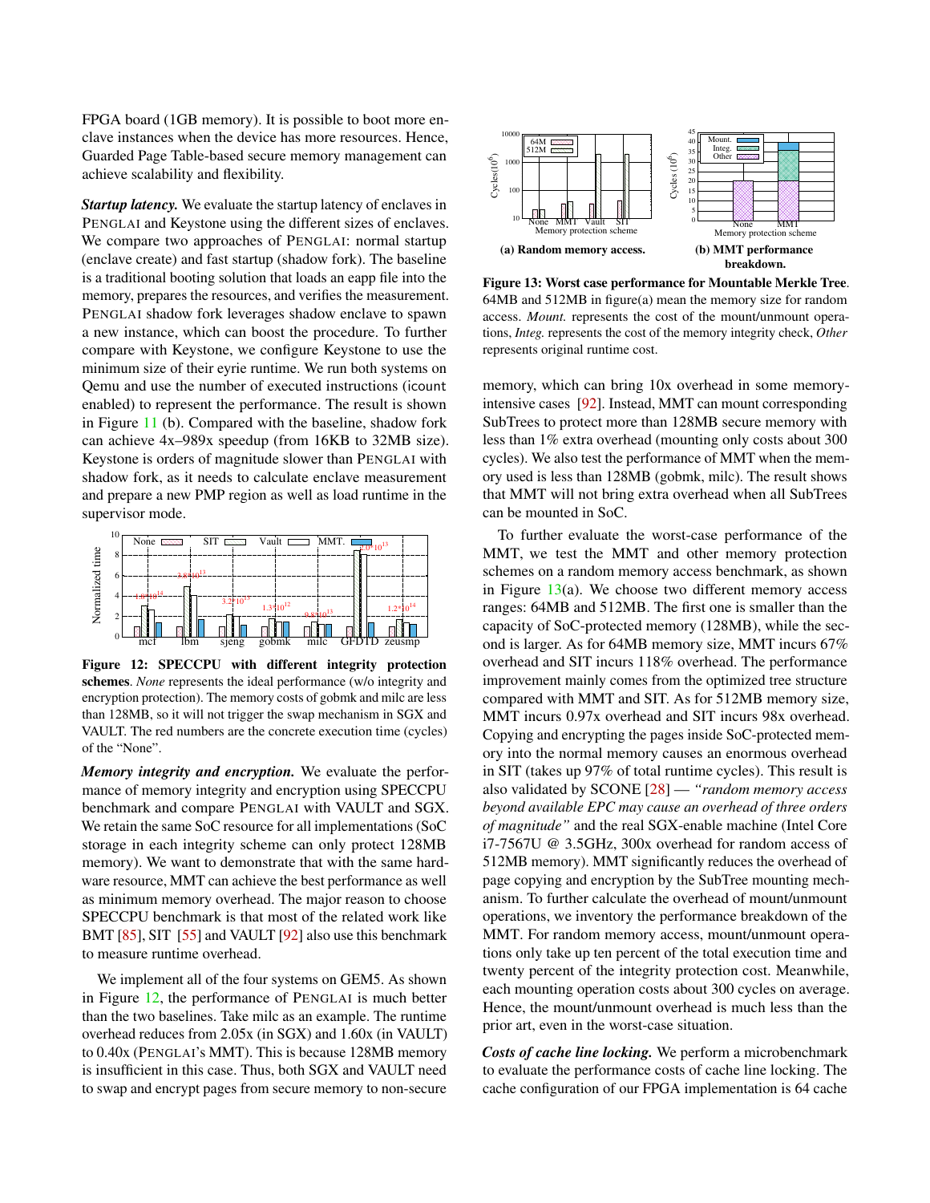FPGA board (1GB memory). It is possible to boot more enclave instances when the device has more resources. Hence, Guarded Page Table-based secure memory management can achieve scalability and flexibility.

***Startup latency.*** We evaluate the startup latency of enclaves in PENGLAI and Keystone using the different sizes of enclaves. We compare two approaches of PENGLAI: normal startup (enclave create) and fast startup (shadow fork). The baseline is a traditional booting solution that loads an eapp file into the memory, prepares the resources, and verifies the measurement. PENGLAI shadow fork leverages shadow enclave to spawn a new instance, which can boost the procedure. To further compare with Keystone, we configure Keystone to use the minimum size of their eyrie runtime. We run both systems on Qemu and use the number of executed instructions (icount enabled) to represent the performance. The result is shown in Figure 11 (b). Compared with the baseline, shadow fork can achieve 4x–989x speedup (from 16KB to 32MB size). Keystone is orders of magnitude slower than PENGLAI with shadow fork, as it needs to calculate enclave measurement and prepare a new PMP region as well as load runtime in the supervisor mode.

**Figure 12: SPECCPU with different integrity protection schemes**. *None* represents the ideal performance (w/o integrity and encryption protection). The memory costs of gobmk and milc are less than 128MB, so it will not trigger the swap mechanism in SGX and VAULT. The red numbers are the concrete execution time (cycles) of the "None".

***Memory integrity and encryption.*** We evaluate the performance of memory integrity and encryption using SPECCPU benchmark and compare PENGLAI with VAULT and SGX. We retain the same SoC resource for all implementations (SoC storage in each integrity scheme can only protect 128MB memory). We want to demonstrate that with the same hardware resource, MMT can achieve the best performance as well as minimum memory overhead. The major reason to choose SPECCPU benchmark is that most of the related work like BMT [85], SIT [55] and VAULT [92] also use this benchmark to measure runtime overhead.

We implement all of the four systems on GEM5. As shown in Figure 12, the performance of PENGLAI is much better than the two baselines. Take milc as an example. The runtime overhead reduces from 2.05x (in SGX) and 1.60x (in VAULT) to 0.40x (PENGLAI's MMT). This is because 128MB memory is insufficient in this case. Thus, both SGX and VAULT need to swap and encrypt pages from secure memory to non-secure memory, which can bring 10x overhead in some memory-intensive cases [92]. Instead, MMT can mount corresponding SubTrees to protect more than 128MB secure memory with less than 1% extra overhead (mounting only costs about 300 cycles). We also test the performance of MMT when the memory used is less than 128MB (gobmk, milc). The result shows that MMT will not bring extra overhead when all SubTrees can be mounted in SoC.

(a) Random memory access. (b) MMT performance breakdown.

**Figure 13: Worst case performance for Mountable Merkle Tree**. 64MB and 512MB in figure(a) mean the memory size for random access. *Mount.* represents the cost of the mount/unmount operations, *Integ.* represents the cost of the memory integrity check, *Other* represents original runtime cost.

To further evaluate the worst-case performance of the MMT, we test the MMT and other memory protection schemes on a random memory access benchmark, as shown in Figure 13(a). We choose two different memory access ranges: 64MB and 512MB. The first one is smaller than the capacity of SoC-protected memory (128MB), while the second is larger. As for 64MB memory size, MMT incurs 67% overhead and SIT incurs 118% overhead. The performance improvement mainly comes from the optimized tree structure compared with MMT and SIT. As for 512MB memory size, MMT incurs 0.97x overhead and SIT incurs 98x overhead. Copying and encrypting the pages inside SoC-protected memory into the normal memory causes an enormous overhead in SIT (takes up 97% of total runtime cycles). This result is also validated by SCONE [28] — *"random memory access beyond available EPC may cause an overhead of three orders of magnitude"* and the real SGX-enable machine (Intel Core i7-7567U @ 3.5GHz, 300x overhead for random access of 512MB memory). MMT significantly reduces the overhead of page copying and encryption by the SubTree mounting mechanism. To further calculate the overhead of mount/unmount operations, we inventory the performance breakdown of the MMT. For random memory access, mount/unmount operations only take up ten percent of the total execution time and twenty percent of the integrity protection cost. Meanwhile, each mounting operation costs about 300 cycles on average. Hence, the mount/unmount overhead is much less than the prior art, even in the worst-case situation.

***Costs of cache line locking.*** We perform a microbenchmark to evaluate the performance costs of cache line locking. The cache configuration of our FPGA implementation is 64 cache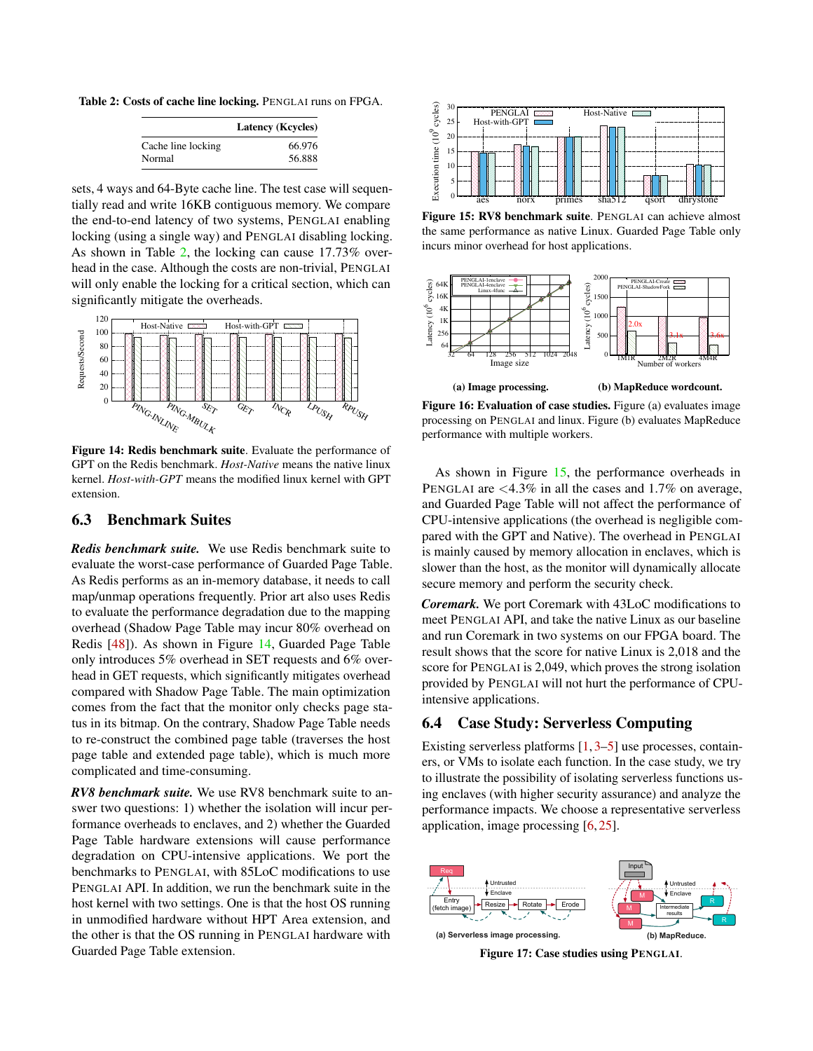**Table 2: Costs of cache line locking.** PENGLAI runs on FPGA.

| | Latency (Kcycles) |
|---|---|
| Cache line locking | 66.976 |
| Normal | 56.888 |

sets, 4 ways and 64-Byte cache line. The test case will sequentially read and write 16KB contiguous memory. We compare the end-to-end latency of two systems, PENGLAI enabling locking (using a single way) and PENGLAI disabling locking. As shown in Table 2, the locking can cause 17.73% overhead in the case. Although the costs are non-trivial, PENGLAI will only enable the locking for a critical section, which can significantly mitigate the overheads.

**Figure 14: Redis benchmark suite**. Evaluate the performance of GPT on the Redis benchmark. *Host-Native* means the native linux kernel. *Host-with-GPT* means the modified linux kernel with GPT extension.

## 6.3 Benchmark Suites

***Redis benchmark suite.*** We use Redis benchmark suite to evaluate the worst-case performance of Guarded Page Table. As Redis performs as an in-memory database, it needs to call map/unmap operations frequently. Prior art also uses Redis to evaluate the performance degradation due to the mapping overhead (Shadow Page Table may incur 80% overhead on Redis [48]). As shown in Figure 14, Guarded Page Table only introduces 5% overhead in SET requests and 6% overhead in GET requests, which significantly mitigates overhead compared with Shadow Page Table. The main optimization comes from the fact that the monitor only checks page status in its bitmap. On the contrary, Shadow Page Table needs to re-construct the combined page table (traverses the host page table and extended page table), which is much more complicated and time-consuming.

***RV8 benchmark suite.*** We use RV8 benchmark suite to answer two questions: 1) whether the isolation will incur performance overheads to enclaves, and 2) whether the Guarded Page Table hardware extensions will cause performance degradation on CPU-intensive applications. We port the benchmarks to PENGLAI, with 85LoC modifications to use PENGLAI API. In addition, we run the benchmark suite in the host kernel with two settings. One is that the host OS running in unmodified hardware without HPT Area extension, and the other is that the OS running in PENGLAI hardware with Guarded Page Table extension.

**Figure 15: RV8 benchmark suite**. PENGLAI can achieve almost the same performance as native Linux. Guarded Page Table only incurs minor overhead for host applications.

**Figure 16: Evaluation of case studies.** Figure (a) evaluates image processing on PENGLAI and linux. Figure (b) evaluates MapReduce performance with multiple workers.

As shown in Figure 15, the performance overheads in PENGLAI are <4.3% in all the cases and 1.7% on average, and Guarded Page Table will not affect the performance of CPU-intensive applications (the overhead is negligible compared with the GPT and Native). The overhead in PENGLAI is mainly caused by memory allocation in enclaves, which is slower than the host, as the monitor will dynamically allocate secure memory and perform the security check.

***Coremark.*** We port Coremark with 43LoC modifications to meet PENGLAI API, and take the native Linux as our baseline and run Coremark in two systems on our FPGA board. The result shows that the score for native Linux is 2,018 and the score for PENGLAI is 2,049, which proves the strong isolation provided by PENGLAI will not hurt the performance of CPU-intensive applications.

## 6.4 Case Study: Serverless Computing

Existing serverless platforms [1, 3–5] use processes, containers, or VMs to isolate each function. In the case study, we try to illustrate the possibility of isolating serverless functions using enclaves (with higher security assurance) and analyze the performance impacts. We choose a representative serverless application, image processing [6, 25].

**Figure 17: Case studies using PENGLAI.**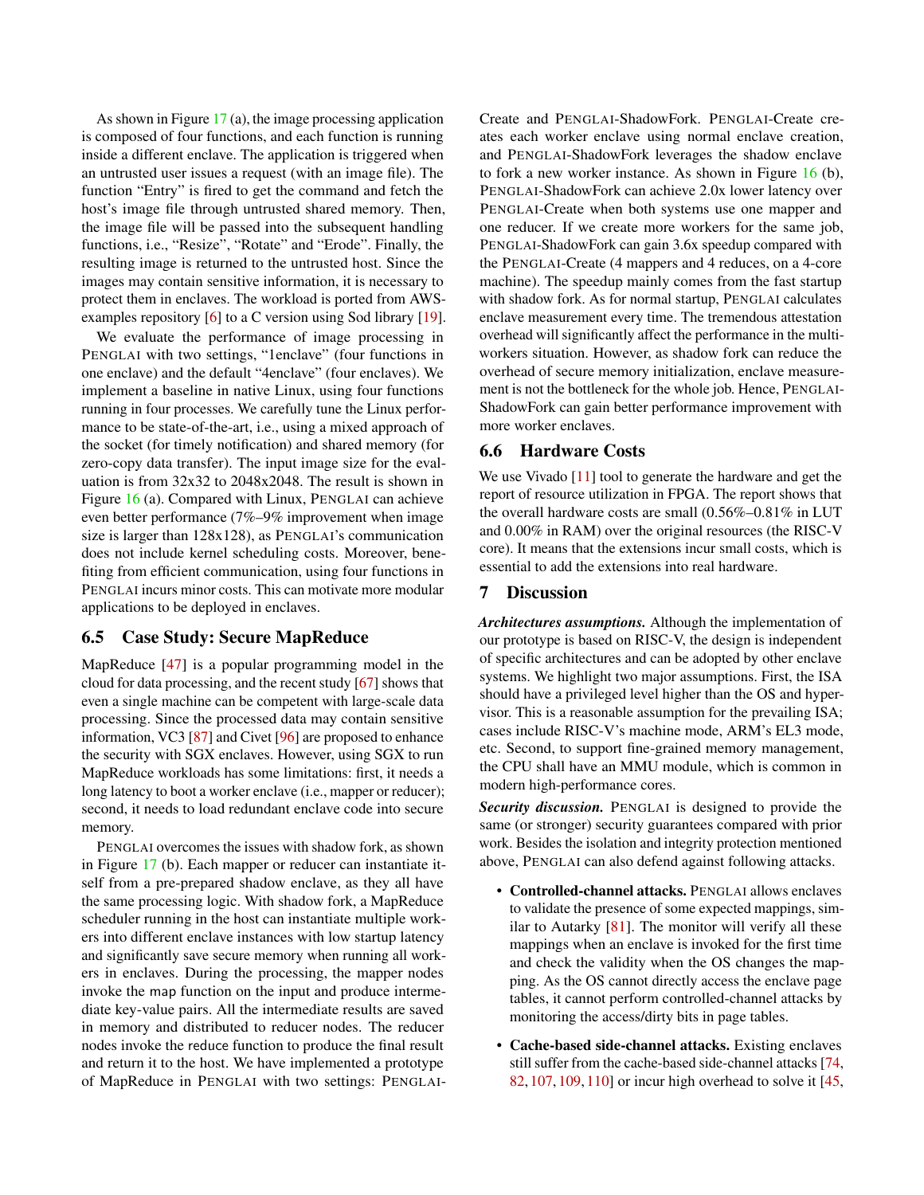As shown in Figure 17 (a), the image processing application is composed of four functions, and each function is running inside a different enclave. The application is triggered when an untrusted user issues a request (with an image file). The function "Entry" is fired to get the command and fetch the host's image file through untrusted shared memory. Then, the image file will be passed into the subsequent handling functions, i.e., "Resize", "Rotate" and "Erode". Finally, the resulting image is returned to the untrusted host. Since the images may contain sensitive information, it is necessary to protect them in enclaves. The workload is ported from AWS-examples repository [6] to a C version using Sod library [19].

We evaluate the performance of image processing in PENGLAI with two settings, "1enclave" (four functions in one enclave) and the default "4enclave" (four enclaves). We implement a baseline in native Linux, using four functions running in four processes. We carefully tune the Linux performance to be state-of-the-art, i.e., using a mixed approach of the socket (for timely notification) and shared memory (for zero-copy data transfer). The input image size for the evaluation is from 32x32 to 2048x2048. The result is shown in Figure 16 (a). Compared with Linux, PENGLAI can achieve even better performance (7%–9% improvement when image size is larger than 128x128), as PENGLAI's communication does not include kernel scheduling costs. Moreover, benefiting from efficient communication, using four functions in PENGLAI incurs minor costs. This can motivate more modular applications to be deployed in enclaves.

## 6.5 Case Study: Secure MapReduce

MapReduce [47] is a popular programming model in the cloud for data processing, and the recent study [67] shows that even a single machine can be competent with large-scale data processing. Since the processed data may contain sensitive information, VC3 [87] and Civet [96] are proposed to enhance the security with SGX enclaves. However, using SGX to run MapReduce workloads has some limitations: first, it needs a long latency to boot a worker enclave (i.e., mapper or reducer); second, it needs to load redundant enclave code into secure memory.

PENGLAI overcomes the issues with shadow fork, as shown in Figure 17 (b). Each mapper or reducer can instantiate itself from a pre-prepared shadow enclave, as they all have the same processing logic. With shadow fork, a MapReduce scheduler running in the host can instantiate multiple workers into different enclave instances with low startup latency and significantly save secure memory when running all workers in enclaves. During the processing, the mapper nodes invoke the map function on the input and produce intermediate key-value pairs. All the intermediate results are saved in memory and distributed to reducer nodes. The reducer nodes invoke the reduce function to produce the final result and return it to the host. We have implemented a prototype of MapReduce in PENGLAI with two settings: PENGLAI-Create and PENGLAI-ShadowFork. PENGLAI-Create creates each worker enclave using normal enclave creation, and PENGLAI-ShadowFork leverages the shadow enclave to fork a new worker instance. As shown in Figure 16 (b), PENGLAI-ShadowFork can achieve 2.0x lower latency over PENGLAI-Create when both systems use one mapper and one reducer. If we create more workers for the same job, PENGLAI-ShadowFork can gain 3.6x speedup compared with the PENGLAI-Create (4 mappers and 4 reduces, on a 4-core machine). The speedup mainly comes from the fast startup with shadow fork. As for normal startup, PENGLAI calculates enclave measurement every time. The tremendous attestation overhead will significantly affect the performance in the multi-workers situation. However, as shadow fork can reduce the overhead of secure memory initialization, enclave measurement is not the bottleneck for the whole job. Hence, PENGLAI-ShadowFork can gain better performance improvement with more worker enclaves.

## 6.6 Hardware Costs

We use Vivado [11] tool to generate the hardware and get the report of resource utilization in FPGA. The report shows that the overall hardware costs are small (0.56%–0.81% in LUT and 0.00% in RAM) over the original resources (the RISC-V core). It means that the extensions incur small costs, which is essential to add the extensions into real hardware.

# 7 Discussion

***Architectures assumptions.*** Although the implementation of our prototype is based on RISC-V, the design is independent of specific architectures and can be adopted by other enclave systems. We highlight two major assumptions. First, the ISA should have a privileged level higher than the OS and hypervisor. This is a reasonable assumption for the prevailing ISA; cases include RISC-V's machine mode, ARM's EL3 mode, etc. Second, to support fine-grained memory management, the CPU shall have an MMU module, which is common in modern high-performance cores.

***Security discussion.*** PENGLAI is designed to provide the same (or stronger) security guarantees compared with prior work. Besides the isolation and integrity protection mentioned above, PENGLAI can also defend against following attacks.

- **Controlled-channel attacks.** PENGLAI allows enclaves to validate the presence of some expected mappings, similar to Autarky [81]. The monitor will verify all these mappings when an enclave is invoked for the first time and check the validity when the OS changes the mapping. As the OS cannot directly access the enclave page tables, it cannot perform controlled-channel attacks by monitoring the access/dirty bits in page tables.
- **Cache-based side-channel attacks.** Existing enclaves still suffer from the cache-based side-channel attacks [74, 82, 107, 109, 110] or incur high overhead to solve it [45,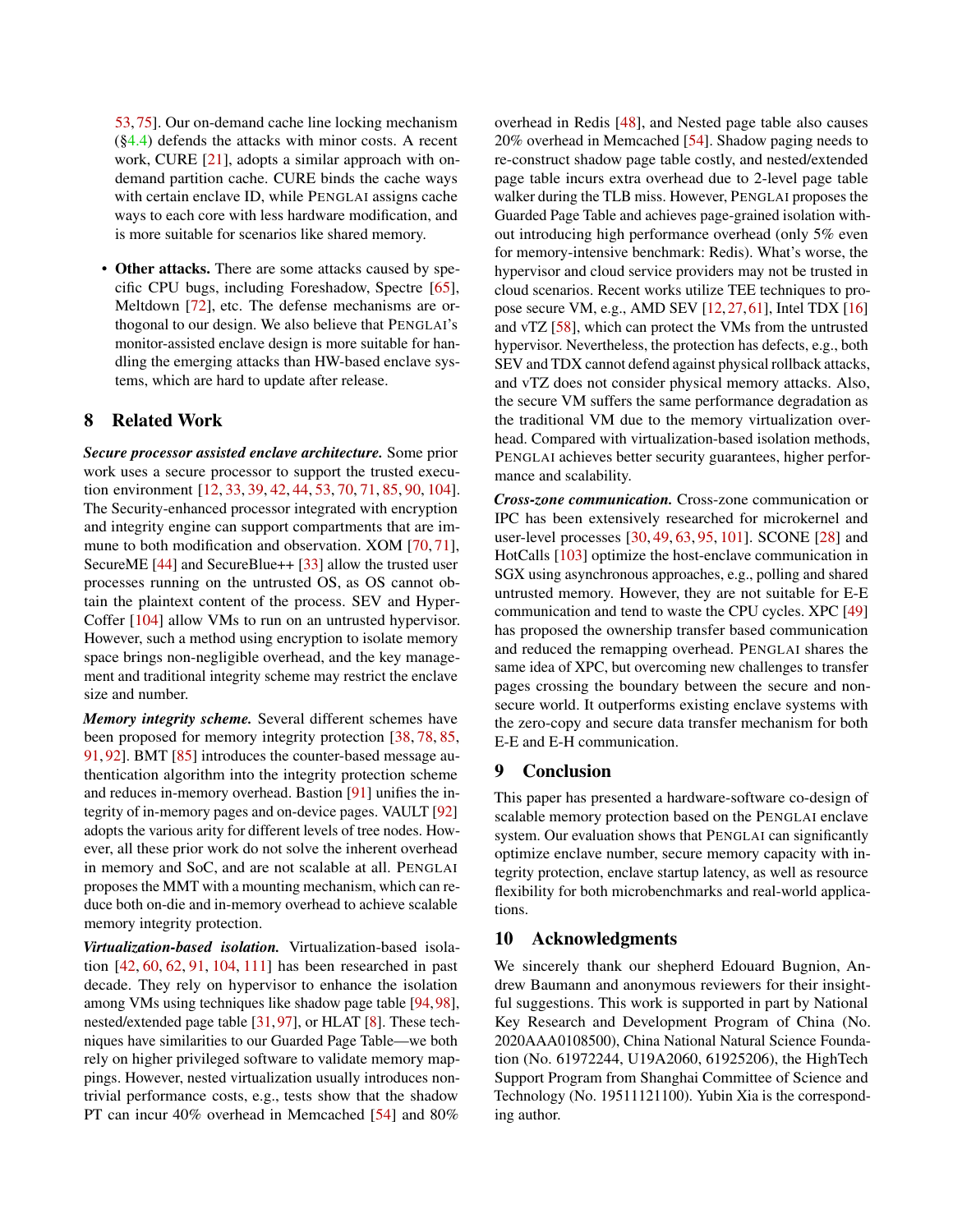53, 75]. Our on-demand cache line locking mechanism (§4.4) defends the attacks with minor costs. A recent work, CURE [21], adopts a similar approach with on-demand partition cache. CURE binds the cache ways with certain enclave ID, while PENGLAI assigns cache ways to each core with less hardware modification, and is more suitable for scenarios like shared memory.

- **Other attacks.** There are some attacks caused by specific CPU bugs, including Foreshadow, Spectre [65], Meltdown [72], etc. The defense mechanisms are orthogonal to our design. We also believe that PENGLAI's monitor-assisted enclave design is more suitable for handling the emerging attacks than HW-based enclave systems, which are hard to update after release.

## 8 Related Work

***Secure processor assisted enclave architecture.*** Some prior work uses a secure processor to support the trusted execution environment [12, 33, 39, 42, 44, 53, 70, 71, 85, 90, 104]. The Security-enhanced processor integrated with encryption and integrity engine can support compartments that are immune to both modification and observation. XOM [70, 71], SecureME [44] and SecureBlue++ [33] allow the trusted user processes running on the untrusted OS, as OS cannot obtain the plaintext content of the process. SEV and HyperCoffer [104] allow VMs to run on an untrusted hypervisor. However, such a method using encryption to isolate memory space brings non-negligible overhead, and the key management and traditional integrity scheme may restrict the enclave size and number.

***Memory integrity scheme.*** Several different schemes have been proposed for memory integrity protection [38, 78, 85, 91, 92]. BMT [85] introduces the counter-based message authentication algorithm into the integrity protection scheme and reduces in-memory overhead. Bastion [91] unifies the integrity of in-memory pages and on-device pages. VAULT [92] adopts the various arity for different levels of tree nodes. However, all these prior work do not solve the inherent overhead in memory and SoC, and are not scalable at all. PENGLAI proposes the MMT with a mounting mechanism, which can reduce both on-die and in-memory overhead to achieve scalable memory integrity protection.

***Virtualization-based isolation.*** Virtualization-based isolation [42, 60, 62, 91, 104, 111] has been researched in past decade. They rely on hypervisor to enhance the isolation among VMs using techniques like shadow page table [94, 98], nested/extended page table [31, 97], or HLAT [8]. These techniques have similarities to our Guarded Page Table—we both rely on higher privileged software to validate memory mappings. However, nested virtualization usually introduces non-trivial performance costs, e.g., tests show that the shadow PT can incur 40% overhead in Memcached [54] and 80% overhead in Redis [48], and Nested page table also causes 20% overhead in Memcached [54]. Shadow paging needs to re-construct shadow page table costly, and nested/extended page table incurs extra overhead due to 2-level page table walker during the TLB miss. However, PENGLAI proposes the Guarded Page Table and achieves page-grained isolation without introducing high performance overhead (only 5% even for memory-intensive benchmark: Redis). What's worse, the hypervisor and cloud service providers may not be trusted in cloud scenarios. Recent works utilize TEE techniques to propose secure VM, e.g., AMD SEV [12, 27, 61], Intel TDX [16] and vTZ [58], which can protect the VMs from the untrusted hypervisor. Nevertheless, the protection has defects, e.g., both SEV and TDX cannot defend against physical rollback attacks, and vTZ does not consider physical memory attacks. Also, the secure VM suffers the same performance degradation as the traditional VM due to the memory virtualization overhead. Compared with virtualization-based isolation methods, PENGLAI achieves better security guarantees, higher performance and scalability.

***Cross-zone communication.*** Cross-zone communication or IPC has been extensively researched for microkernel and user-level processes [30, 49, 63, 95, 101]. SCONE [28] and HotCalls [103] optimize the host-enclave communication in SGX using asynchronous approaches, e.g., polling and shared untrusted memory. However, they are not suitable for E-E communication and tend to waste the CPU cycles. XPC [49] has proposed the ownership transfer based communication and reduced the remapping overhead. PENGLAI shares the same idea of XPC, but overcoming new challenges to transfer pages crossing the boundary between the secure and non-secure world. It outperforms existing enclave systems with the zero-copy and secure data transfer mechanism for both E-E and E-H communication.

## 9 Conclusion

This paper has presented a hardware-software co-design of scalable memory protection based on the PENGLAI enclave system. Our evaluation shows that PENGLAI can significantly optimize enclave number, secure memory capacity with integrity protection, enclave startup latency, as well as resource flexibility for both microbenchmarks and real-world applications.

## 10 Acknowledgments

We sincerely thank our shepherd Edouard Bugnion, Andrew Baumann and anonymous reviewers for their insightful suggestions. This work is supported in part by National Key Research and Development Program of China (No. 2020AAA0108500), China National Natural Science Foundation (No. 61972244, U19A2060, 61925206), the HighTech Support Program from Shanghai Committee of Science and Technology (No. 19511121100). Yubin Xia is the corresponding author.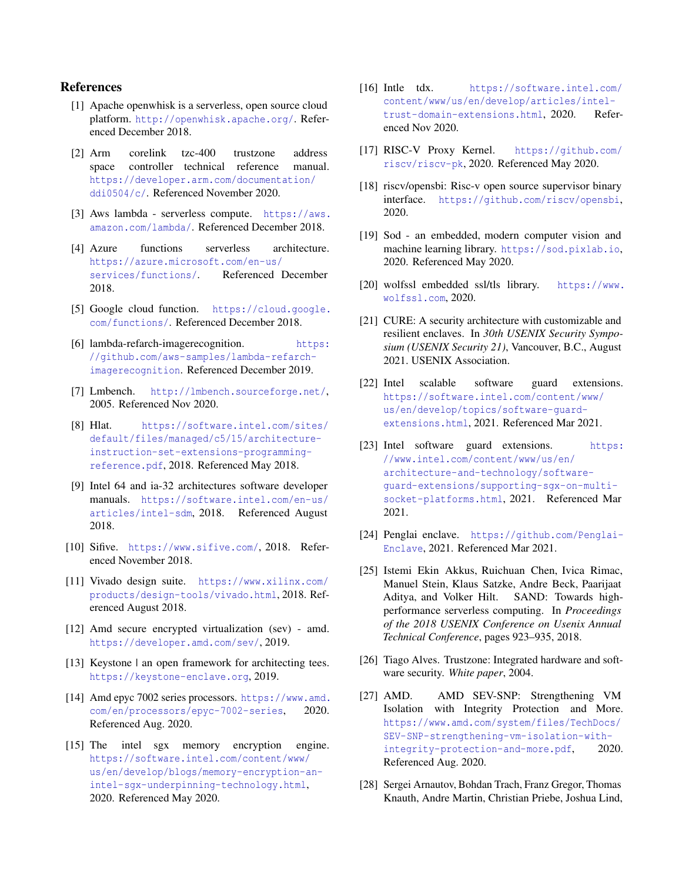## References

[1] Apache openwhisk is a serverless, open source cloud platform. http://openwhisk.apache.org/. Referenced December 2018.

[2] Arm corelink tzc-400 trustzone address space controller technical reference manual. https://developer.arm.com/documentation/ddi0504/c/. Referenced November 2020.

[3] Aws lambda - serverless compute. https://aws.amazon.com/lambda/. Referenced December 2018.

[4] Azure functions serverless architecture. https://azure.microsoft.com/en-us/services/functions/. Referenced December 2018.

[5] Google cloud function. https://cloud.google.com/functions/. Referenced December 2018.

[6] lambda-refarch-imagerecognition. https://github.com/aws-samples/lambda-refarch-imagerecognition. Referenced December 2019.

[7] Lmbench. http://lmbench.sourceforge.net/, 2005. Referenced Nov 2020.

[8] Hlat. https://software.intel.com/sites/default/files/managed/c5/15/architecture-instruction-set-extensions-programming-reference.pdf, 2018. Referenced May 2018.

[9] Intel 64 and ia-32 architectures software developer manuals. https://software.intel.com/en-us/articles/intel-sdm, 2018. Referenced August 2018.

[10] Sifive. https://www.sifive.com/, 2018. Referenced November 2018.

[11] Vivado design suite. https://www.xilinx.com/products/design-tools/vivado.html, 2018. Referenced August 2018.

[12] Amd secure encrypted virtualization (sev) - amd. https://developer.amd.com/sev/, 2019.

[13] Keystone | an open framework for architecting tees. https://keystone-enclave.org, 2019.

[14] Amd epyc 7002 series processors. https://www.amd.com/en/processors/epyc-7002-series, 2020. Referenced Aug. 2020.

[15] The intel sgx memory encryption engine. https://software.intel.com/content/www/us/en/develop/blogs/memory-encryption-an-intel-sgx-underpinning-technology.html, 2020. Referenced May 2020.

[16] Intle tdx. https://software.intel.com/content/www/us/en/develop/articles/intel-trust-domain-extensions.html, 2020. Referenced Nov 2020.

[17] RISC-V Proxy Kernel. https://github.com/riscv/riscv-pk, 2020. Referenced May 2020.

[18] riscv/opensbi: Risc-v open source supervisor binary interface. https://github.com/riscv/opensbi, 2020.

[19] Sod - an embedded, modern computer vision and machine learning library. https://sod.pixlab.io, 2020. Referenced May 2020.

[20] wolfssl embedded ssl/tls library. https://www.wolfssl.com, 2020.

[21] CURE: A security architecture with customizable and resilient enclaves. In *30th USENIX Security Symposium (USENIX Security 21)*, Vancouver, B.C., August 2021. USENIX Association.

[22] Intel scalable software guard extensions. https://software.intel.com/content/www/us/en/develop/topics/software-guard-extensions.html, 2021. Referenced Mar 2021.

[23] Intel software guard extensions. https://www.intel.com/content/www/us/en/architecture-and-technology/software-guard-extensions/supporting-sgx-on-multi-socket-platforms.html, 2021. Referenced Mar 2021.

[24] Penglai enclave. https://github.com/Penglai-Enclave, 2021. Referenced Mar 2021.

[25] Istemi Ekin Akkus, Ruichuan Chen, Ivica Rimac, Manuel Stein, Klaus Satzke, Andre Beck, Paarijaat Aditya, and Volker Hilt. SAND: Towards high-performance serverless computing. In *Proceedings of the 2018 USENIX Conference on Usenix Annual Technical Conference*, pages 923–935, 2018.

[26] Tiago Alves. Trustzone: Integrated hardware and software security. *White paper*, 2004.

[27] AMD. AMD SEV-SNP: Strengthening VM Isolation with Integrity Protection and More. https://www.amd.com/system/files/TechDocs/SEV-SNP-strengthening-vm-isolation-with-integrity-protection-and-more.pdf, 2020. Referenced Aug. 2020.

[28] Sergei Arnautov, Bohdan Trach, Franz Gregor, Thomas Knauth, Andre Martin, Christian Priebe, Joshua Lind,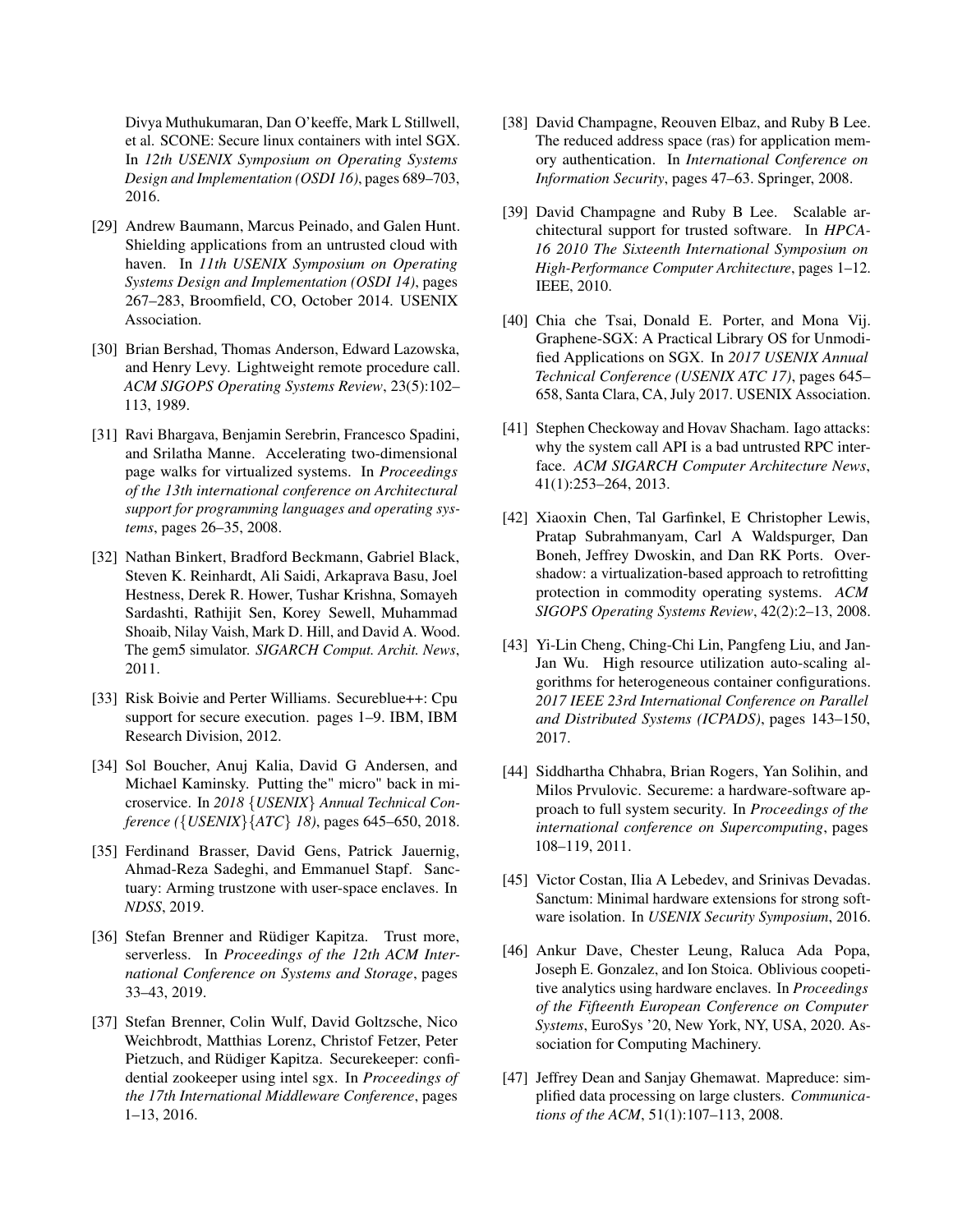Divya Muthukumaran, Dan O'keeffe, Mark L Stillwell, et al. SCONE: Secure linux containers with intel SGX. In *12th USENIX Symposium on Operating Systems Design and Implementation (OSDI 16)*, pages 689–703, 2016.

[29] Andrew Baumann, Marcus Peinado, and Galen Hunt. Shielding applications from an untrusted cloud with haven. In *11th USENIX Symposium on Operating Systems Design and Implementation (OSDI 14)*, pages 267–283, Broomfield, CO, October 2014. USENIX Association.

[30] Brian Bershad, Thomas Anderson, Edward Lazowska, and Henry Levy. Lightweight remote procedure call. *ACM SIGOPS Operating Systems Review*, 23(5):102–113, 1989.

[31] Ravi Bhargava, Benjamin Serebrin, Francesco Spadini, and Srilatha Manne. Accelerating two-dimensional page walks for virtualized systems. In *Proceedings of the 13th international conference on Architectural support for programming languages and operating systems*, pages 26–35, 2008.

[32] Nathan Binkert, Bradford Beckmann, Gabriel Black, Steven K. Reinhardt, Ali Saidi, Arkaprava Basu, Joel Hestness, Derek R. Hower, Tushar Krishna, Somayeh Sardashti, Rathijit Sen, Korey Sewell, Muhammad Shoaib, Nilay Vaish, Mark D. Hill, and David A. Wood. The gem5 simulator. *SIGARCH Comput. Archit. News*, 2011.

[33] Risk Boivie and Perter Williams. Secureblue++: Cpu support for secure execution. pages 1–9. IBM, IBM Research Division, 2012.

[34] Sol Boucher, Anuj Kalia, David G Andersen, and Michael Kaminsky. Putting the" micro" back in microservice. In *2018 {USENIX} Annual Technical Conference ({USENIX}{ATC} 18)*, pages 645–650, 2018.

[35] Ferdinand Brasser, David Gens, Patrick Jauernig, Ahmad-Reza Sadeghi, and Emmanuel Stapf. Sanctuary: Arming trustzone with user-space enclaves. In *NDSS*, 2019.

[36] Stefan Brenner and Rüdiger Kapitza. Trust more, serverless. In *Proceedings of the 12th ACM International Conference on Systems and Storage*, pages 33–43, 2019.

[37] Stefan Brenner, Colin Wulf, David Goltzsche, Nico Weichbrodt, Matthias Lorenz, Christof Fetzer, Peter Pietzuch, and Rüdiger Kapitza. Securekeeper: confidential zookeeper using intel sgx. In *Proceedings of the 17th International Middleware Conference*, pages 1–13, 2016.

[38] David Champagne, Reouven Elbaz, and Ruby B Lee. The reduced address space (ras) for application memory authentication. In *International Conference on Information Security*, pages 47–63. Springer, 2008.

[39] David Champagne and Ruby B Lee. Scalable architectural support for trusted software. In *HPCA-16 2010 The Sixteenth International Symposium on High-Performance Computer Architecture*, pages 1–12. IEEE, 2010.

[40] Chia che Tsai, Donald E. Porter, and Mona Vij. Graphene-SGX: A Practical Library OS for Unmodified Applications on SGX. In *2017 USENIX Annual Technical Conference (USENIX ATC 17)*, pages 645–658, Santa Clara, CA, July 2017. USENIX Association.

[41] Stephen Checkoway and Hovav Shacham. Iago attacks: why the system call API is a bad untrusted RPC interface. *ACM SIGARCH Computer Architecture News*, 41(1):253–264, 2013.

[42] Xiaoxin Chen, Tal Garfinkel, E Christopher Lewis, Pratap Subrahmanyam, Carl A Waldspurger, Dan Boneh, Jeffrey Dwoskin, and Dan RK Ports. Overshadow: a virtualization-based approach to retrofitting protection in commodity operating systems. *ACM SIGOPS Operating Systems Review*, 42(2):2–13, 2008.

[43] Yi-Lin Cheng, Ching-Chi Lin, Pangfeng Liu, and Jan-Jan Wu. High resource utilization auto-scaling algorithms for heterogeneous container configurations. *2017 IEEE 23rd International Conference on Parallel and Distributed Systems (ICPADS)*, pages 143–150, 2017.

[44] Siddhartha Chhabra, Brian Rogers, Yan Solihin, and Milos Prvulovic. Secureme: a hardware-software approach to full system security. In *Proceedings of the international conference on Supercomputing*, pages 108–119, 2011.

[45] Victor Costan, Ilia A Lebedev, and Srinivas Devadas. Sanctum: Minimal hardware extensions for strong software isolation. In *USENIX Security Symposium*, 2016.

[46] Ankur Dave, Chester Leung, Raluca Ada Popa, Joseph E. Gonzalez, and Ion Stoica. Oblivious coopetitive analytics using hardware enclaves. In *Proceedings of the Fifteenth European Conference on Computer Systems*, EuroSys '20, New York, NY, USA, 2020. Association for Computing Machinery.

[47] Jeffrey Dean and Sanjay Ghemawat. Mapreduce: simplified data processing on large clusters. *Communications of the ACM*, 51(1):107–113, 2008.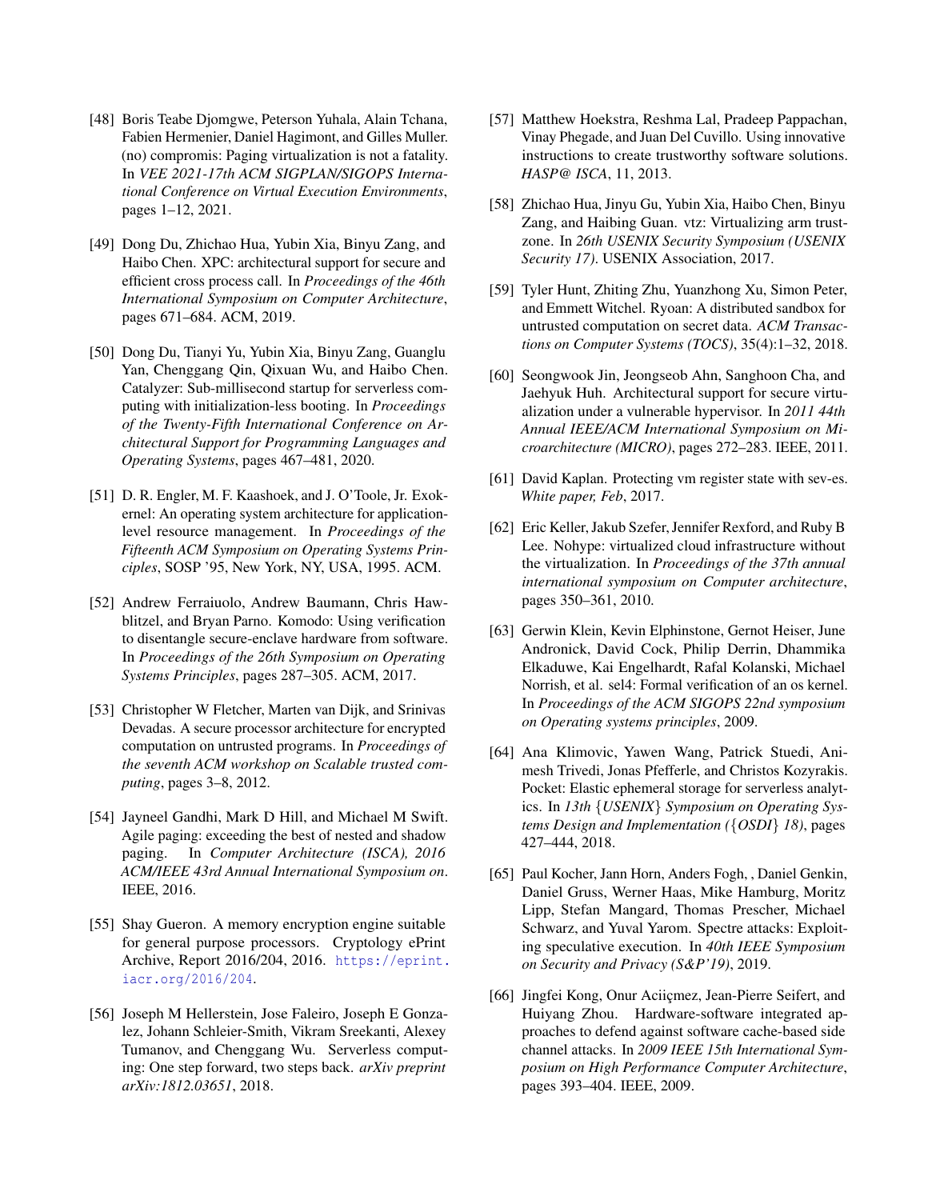[48] Boris Teabe Djomgwe, Peterson Yuhala, Alain Tchana, Fabien Hermenier, Daniel Hagimont, and Gilles Muller. (no) compromis: Paging virtualization is not a fatality. In *VEE 2021-17th ACM SIGPLAN/SIGOPS International Conference on Virtual Execution Environments*, pages 1–12, 2021.

[49] Dong Du, Zhichao Hua, Yubin Xia, Binyu Zang, and Haibo Chen. XPC: architectural support for secure and efficient cross process call. In *Proceedings of the 46th International Symposium on Computer Architecture*, pages 671–684. ACM, 2019.

[50] Dong Du, Tianyi Yu, Yubin Xia, Binyu Zang, Guanglu Yan, Chenggang Qin, Qixuan Wu, and Haibo Chen. Catalyzer: Sub-millisecond startup for serverless computing with initialization-less booting. In *Proceedings of the Twenty-Fifth International Conference on Architectural Support for Programming Languages and Operating Systems*, pages 467–481, 2020.

[51] D. R. Engler, M. F. Kaashoek, and J. O'Toole, Jr. Exokernel: An operating system architecture for application-level resource management. In *Proceedings of the Fifteenth ACM Symposium on Operating Systems Principles*, SOSP '95, New York, NY, USA, 1995. ACM.

[52] Andrew Ferraiuolo, Andrew Baumann, Chris Hawblitzel, and Bryan Parno. Komodo: Using verification to disentangle secure-enclave hardware from software. In *Proceedings of the 26th Symposium on Operating Systems Principles*, pages 287–305. ACM, 2017.

[53] Christopher W Fletcher, Marten van Dijk, and Srinivas Devadas. A secure processor architecture for encrypted computation on untrusted programs. In *Proceedings of the seventh ACM workshop on Scalable trusted computing*, pages 3–8, 2012.

[54] Jayneel Gandhi, Mark D Hill, and Michael M Swift. Agile paging: exceeding the best of nested and shadow paging. In *Computer Architecture (ISCA), 2016 ACM/IEEE 43rd Annual International Symposium on*. IEEE, 2016.

[55] Shay Gueron. A memory encryption engine suitable for general purpose processors. Cryptology ePrint Archive, Report 2016/204, 2016. https://eprint.iacr.org/2016/204.

[56] Joseph M Hellerstein, Jose Faleiro, Joseph E Gonzalez, Johann Schleier-Smith, Vikram Sreekanti, Alexey Tumanov, and Chenggang Wu. Serverless computing: One step forward, two steps back. *arXiv preprint arXiv:1812.03651*, 2018.

[57] Matthew Hoekstra, Reshma Lal, Pradeep Pappachan, Vinay Phegade, and Juan Del Cuvillo. Using innovative instructions to create trustworthy software solutions. *HASP@ ISCA*, 11, 2013.

[58] Zhichao Hua, Jinyu Gu, Yubin Xia, Haibo Chen, Binyu Zang, and Haibing Guan. vtz: Virtualizing arm trustzone. In *26th USENIX Security Symposium (USENIX Security 17)*. USENIX Association, 2017.

[59] Tyler Hunt, Zhiting Zhu, Yuanzhong Xu, Simon Peter, and Emmett Witchel. Ryoan: A distributed sandbox for untrusted computation on secret data. *ACM Transactions on Computer Systems (TOCS)*, 35(4):1–32, 2018.

[60] Seongwook Jin, Jeongseob Ahn, Sanghoon Cha, and Jaehyuk Huh. Architectural support for secure virtualization under a vulnerable hypervisor. In *2011 44th Annual IEEE/ACM International Symposium on Microarchitecture (MICRO)*, pages 272–283. IEEE, 2011.

[61] David Kaplan. Protecting vm register state with sev-es. *White paper, Feb*, 2017.

[62] Eric Keller, Jakub Szefer, Jennifer Rexford, and Ruby B Lee. Nohype: virtualized cloud infrastructure without the virtualization. In *Proceedings of the 37th annual international symposium on Computer architecture*, pages 350–361, 2010.

[63] Gerwin Klein, Kevin Elphinstone, Gernot Heiser, June Andronick, David Cock, Philip Derrin, Dhammika Elkaduwe, Kai Engelhardt, Rafal Kolanski, Michael Norrish, et al. sel4: Formal verification of an os kernel. In *Proceedings of the ACM SIGOPS 22nd symposium on Operating systems principles*, 2009.

[64] Ana Klimovic, Yawen Wang, Patrick Stuedi, Animesh Trivedi, Jonas Pfefferle, and Christos Kozyrakis. Pocket: Elastic ephemeral storage for serverless analytics. In *13th {USENIX} Symposium on Operating Systems Design and Implementation ({OSDI} 18)*, pages 427–444, 2018.

[65] Paul Kocher, Jann Horn, Anders Fogh, , Daniel Genkin, Daniel Gruss, Werner Haas, Mike Hamburg, Moritz Lipp, Stefan Mangard, Thomas Prescher, Michael Schwarz, and Yuval Yarom. Spectre attacks: Exploiting speculative execution. In *40th IEEE Symposium on Security and Privacy (S&P'19)*, 2019.

[66] Jingfei Kong, Onur Aciiçmez, Jean-Pierre Seifert, and Huiyang Zhou. Hardware-software integrated approaches to defend against software cache-based side channel attacks. In *2009 IEEE 15th International Symposium on High Performance Computer Architecture*, pages 393–404. IEEE, 2009.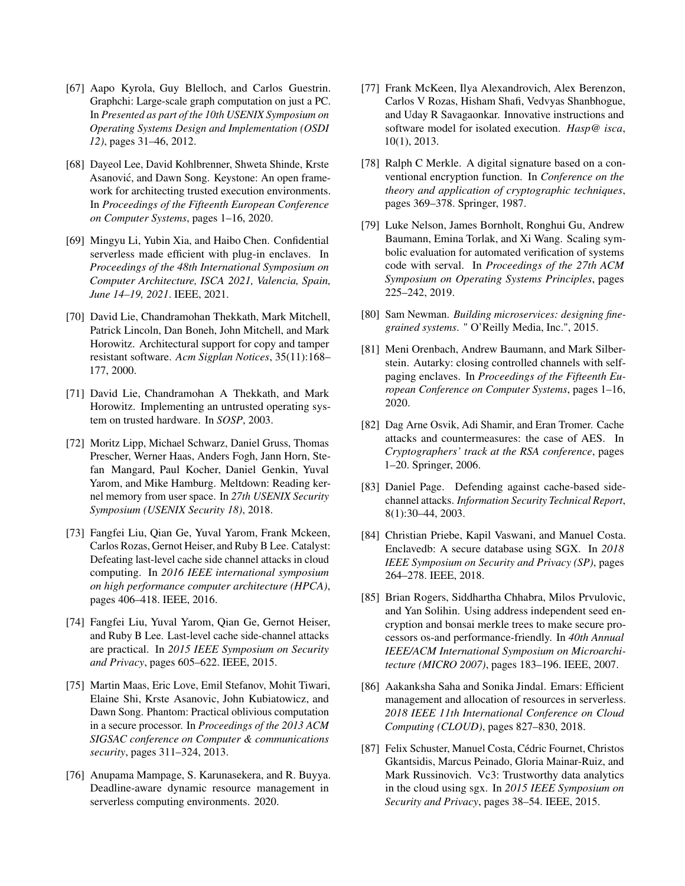[67] Aapo Kyrola, Guy Blelloch, and Carlos Guestrin. Graphchi: Large-scale graph computation on just a PC. In *Presented as part of the 10th USENIX Symposium on Operating Systems Design and Implementation (OSDI 12)*, pages 31–46, 2012.

[68] Dayeol Lee, David Kohlbrenner, Shweta Shinde, Krste Asanović, and Dawn Song. Keystone: An open framework for architecting trusted execution environments. In *Proceedings of the Fifteenth European Conference on Computer Systems*, pages 1–16, 2020.

[69] Mingyu Li, Yubin Xia, and Haibo Chen. Confidential serverless made efficient with plug-in enclaves. In *Proceedings of the 48th International Symposium on Computer Architecture, ISCA 2021, Valencia, Spain, June 14–19, 2021*. IEEE, 2021.

[70] David Lie, Chandramohan Thekkath, Mark Mitchell, Patrick Lincoln, Dan Boneh, John Mitchell, and Mark Horowitz. Architectural support for copy and tamper resistant software. *Acm Sigplan Notices*, 35(11):168–177, 2000.

[71] David Lie, Chandramohan A Thekkath, and Mark Horowitz. Implementing an untrusted operating system on trusted hardware. In *SOSP*, 2003.

[72] Moritz Lipp, Michael Schwarz, Daniel Gruss, Thomas Prescher, Werner Haas, Anders Fogh, Jann Horn, Stefan Mangard, Paul Kocher, Daniel Genkin, Yuval Yarom, and Mike Hamburg. Meltdown: Reading kernel memory from user space. In *27th USENIX Security Symposium (USENIX Security 18)*, 2018.

[73] Fangfei Liu, Qian Ge, Yuval Yarom, Frank Mckeen, Carlos Rozas, Gernot Heiser, and Ruby B Lee. Catalyst: Defeating last-level cache side channel attacks in cloud computing. In *2016 IEEE international symposium on high performance computer architecture (HPCA)*, pages 406–418. IEEE, 2016.

[74] Fangfei Liu, Yuval Yarom, Qian Ge, Gernot Heiser, and Ruby B Lee. Last-level cache side-channel attacks are practical. In *2015 IEEE Symposium on Security and Privacy*, pages 605–622. IEEE, 2015.

[75] Martin Maas, Eric Love, Emil Stefanov, Mohit Tiwari, Elaine Shi, Krste Asanovic, John Kubiatowicz, and Dawn Song. Phantom: Practical oblivious computation in a secure processor. In *Proceedings of the 2013 ACM SIGSAC conference on Computer & communications security*, pages 311–324, 2013.

[76] Anupama Mampage, S. Karunasekera, and R. Buyya. Deadline-aware dynamic resource management in serverless computing environments. 2020.

[77] Frank McKeen, Ilya Alexandrovich, Alex Berenzon, Carlos V Rozas, Hisham Shafi, Vedvyas Shanbhogue, and Uday R Savagaonkar. Innovative instructions and software model for isolated execution. *Hasp@ isca*, 10(1), 2013.

[78] Ralph C Merkle. A digital signature based on a conventional encryption function. In *Conference on the theory and application of cryptographic techniques*, pages 369–378. Springer, 1987.

[79] Luke Nelson, James Bornholt, Ronghui Gu, Andrew Baumann, Emina Torlak, and Xi Wang. Scaling symbolic evaluation for automated verification of systems code with serval. In *Proceedings of the 27th ACM Symposium on Operating Systems Principles*, pages 225–242, 2019.

[80] Sam Newman. *Building microservices: designing fine-grained systems.* " O'Reilly Media, Inc.", 2015.

[81] Meni Orenbach, Andrew Baumann, and Mark Silberstein. Autarky: closing controlled channels with self-paging enclaves. In *Proceedings of the Fifteenth European Conference on Computer Systems*, pages 1–16, 2020.

[82] Dag Arne Osvik, Adi Shamir, and Eran Tromer. Cache attacks and countermeasures: the case of AES. In *Cryptographers' track at the RSA conference*, pages 1–20. Springer, 2006.

[83] Daniel Page. Defending against cache-based side-channel attacks. *Information Security Technical Report*, 8(1):30–44, 2003.

[84] Christian Priebe, Kapil Vaswani, and Manuel Costa. Enclavedb: A secure database using SGX. In *2018 IEEE Symposium on Security and Privacy (SP)*, pages 264–278. IEEE, 2018.

[85] Brian Rogers, Siddhartha Chhabra, Milos Prvulovic, and Yan Solihin. Using address independent seed encryption and bonsai merkle trees to make secure processors os-and performance-friendly. In *40th Annual IEEE/ACM International Symposium on Microarchitecture (MICRO 2007)*, pages 183–196. IEEE, 2007.

[86] Aakanksha Saha and Sonika Jindal. Emars: Efficient management and allocation of resources in serverless. *2018 IEEE 11th International Conference on Cloud Computing (CLOUD)*, pages 827–830, 2018.

[87] Felix Schuster, Manuel Costa, Cédric Fournet, Christos Gkantsidis, Marcus Peinado, Gloria Mainar-Ruiz, and Mark Russinovich. Vc3: Trustworthy data analytics in the cloud using sgx. In *2015 IEEE Symposium on Security and Privacy*, pages 38–54. IEEE, 2015.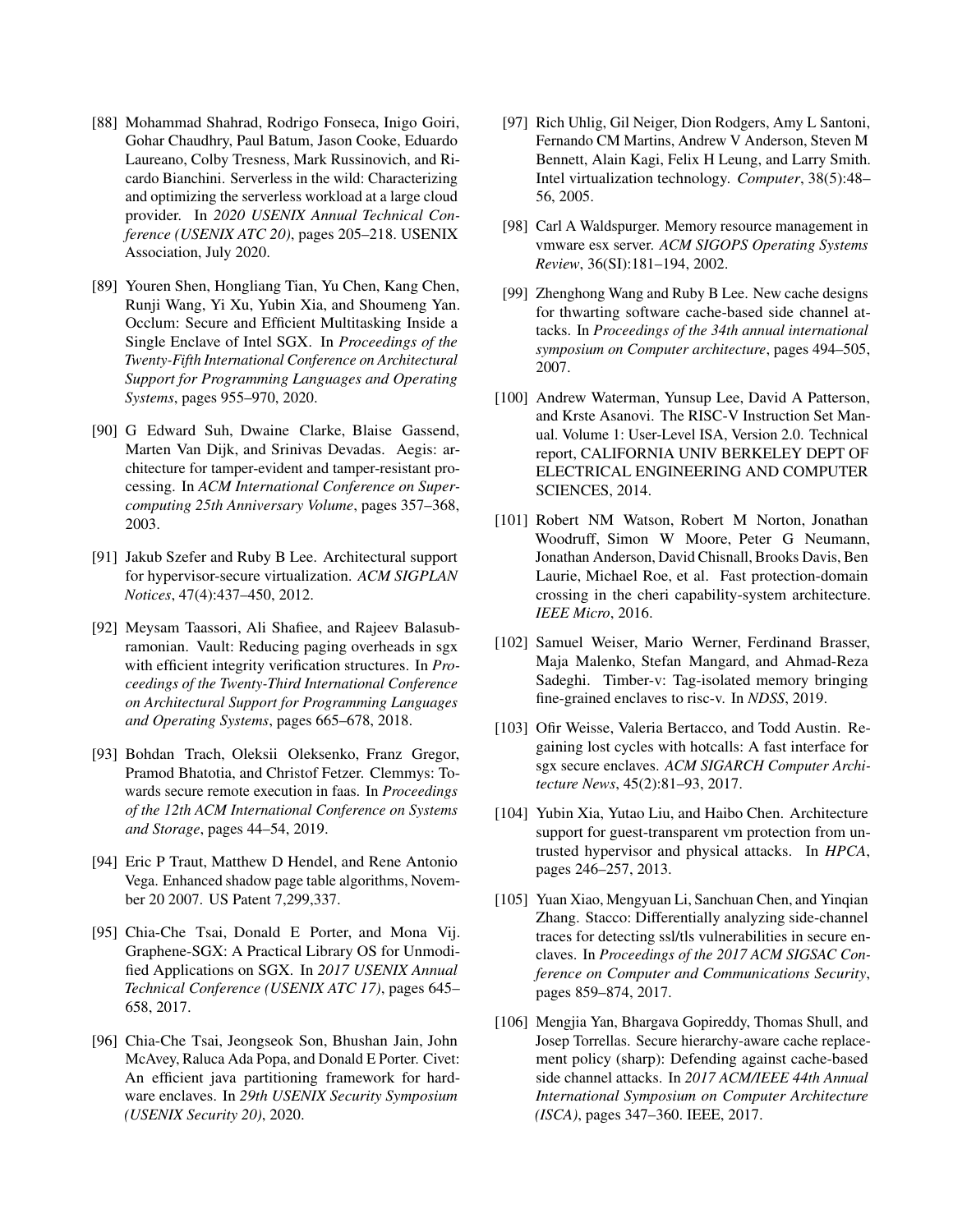[88] Mohammad Shahrad, Rodrigo Fonseca, Inigo Goiri, Gohar Chaudhry, Paul Batum, Jason Cooke, Eduardo Laureano, Colby Tresness, Mark Russinovich, and Ricardo Bianchini. Serverless in the wild: Characterizing and optimizing the serverless workload at a large cloud provider. In *2020 USENIX Annual Technical Conference (USENIX ATC 20)*, pages 205–218. USENIX Association, July 2020.

[89] Youren Shen, Hongliang Tian, Yu Chen, Kang Chen, Runji Wang, Yi Xu, Yubin Xia, and Shoumeng Yan. Occlum: Secure and Efficient Multitasking Inside a Single Enclave of Intel SGX. In *Proceedings of the Twenty-Fifth International Conference on Architectural Support for Programming Languages and Operating Systems*, pages 955–970, 2020.

[90] G Edward Suh, Dwaine Clarke, Blaise Gassend, Marten Van Dijk, and Srinivas Devadas. Aegis: architecture for tamper-evident and tamper-resistant processing. In *ACM International Conference on Supercomputing 25th Anniversary Volume*, pages 357–368, 2003.

[91] Jakub Szefer and Ruby B Lee. Architectural support for hypervisor-secure virtualization. *ACM SIGPLAN Notices*, 47(4):437–450, 2012.

[92] Meysam Taassori, Ali Shafiee, and Rajeev Balasubramonian. Vault: Reducing paging overheads in sgx with efficient integrity verification structures. In *Proceedings of the Twenty-Third International Conference on Architectural Support for Programming Languages and Operating Systems*, pages 665–678, 2018.

[93] Bohdan Trach, Oleksii Oleksenko, Franz Gregor, Pramod Bhatotia, and Christof Fetzer. Clemmys: Towards secure remote execution in faas. In *Proceedings of the 12th ACM International Conference on Systems and Storage*, pages 44–54, 2019.

[94] Eric P Traut, Matthew D Hendel, and Rene Antonio Vega. Enhanced shadow page table algorithms, November 20 2007. US Patent 7,299,337.

[95] Chia-Che Tsai, Donald E Porter, and Mona Vij. Graphene-SGX: A Practical Library OS for Unmodified Applications on SGX. In *2017 USENIX Annual Technical Conference (USENIX ATC 17)*, pages 645–658, 2017.

[96] Chia-Che Tsai, Jeongseok Son, Bhushan Jain, John McAvey, Raluca Ada Popa, and Donald E Porter. Civet: An efficient java partitioning framework for hardware enclaves. In *29th USENIX Security Symposium (USENIX Security 20)*, 2020.

[97] Rich Uhlig, Gil Neiger, Dion Rodgers, Amy L Santoni, Fernando CM Martins, Andrew V Anderson, Steven M Bennett, Alain Kagi, Felix H Leung, and Larry Smith. Intel virtualization technology. *Computer*, 38(5):48–56, 2005.

[98] Carl A Waldspurger. Memory resource management in vmware esx server. *ACM SIGOPS Operating Systems Review*, 36(SI):181–194, 2002.

[99] Zhenghong Wang and Ruby B Lee. New cache designs for thwarting software cache-based side channel attacks. In *Proceedings of the 34th annual international symposium on Computer architecture*, pages 494–505, 2007.

[100] Andrew Waterman, Yunsup Lee, David A Patterson, and Krste Asanovi. The RISC-V Instruction Set Manual. Volume 1: User-Level ISA, Version 2.0. Technical report, CALIFORNIA UNIV BERKELEY DEPT OF ELECTRICAL ENGINEERING AND COMPUTER SCIENCES, 2014.

[101] Robert NM Watson, Robert M Norton, Jonathan Woodruff, Simon W Moore, Peter G Neumann, Jonathan Anderson, David Chisnall, Brooks Davis, Ben Laurie, Michael Roe, et al. Fast protection-domain crossing in the cheri capability-system architecture. *IEEE Micro*, 2016.

[102] Samuel Weiser, Mario Werner, Ferdinand Brasser, Maja Malenko, Stefan Mangard, and Ahmad-Reza Sadeghi. Timber-v: Tag-isolated memory bringing fine-grained enclaves to risc-v. In *NDSS*, 2019.

[103] Ofir Weisse, Valeria Bertacco, and Todd Austin. Regaining lost cycles with hotcalls: A fast interface for sgx secure enclaves. *ACM SIGARCH Computer Architecture News*, 45(2):81–93, 2017.

[104] Yubin Xia, Yutao Liu, and Haibo Chen. Architecture support for guest-transparent vm protection from untrusted hypervisor and physical attacks. In *HPCA*, pages 246–257, 2013.

[105] Yuan Xiao, Mengyuan Li, Sanchuan Chen, and Yinqian Zhang. Stacco: Differentially analyzing side-channel traces for detecting ssl/tls vulnerabilities in secure enclaves. In *Proceedings of the 2017 ACM SIGSAC Conference on Computer and Communications Security*, pages 859–874, 2017.

[106] Mengjia Yan, Bhargava Gopireddy, Thomas Shull, and Josep Torrellas. Secure hierarchy-aware cache replacement policy (sharp): Defending against cache-based side channel attacks. In *2017 ACM/IEEE 44th Annual International Symposium on Computer Architecture (ISCA)*, pages 347–360. IEEE, 2017.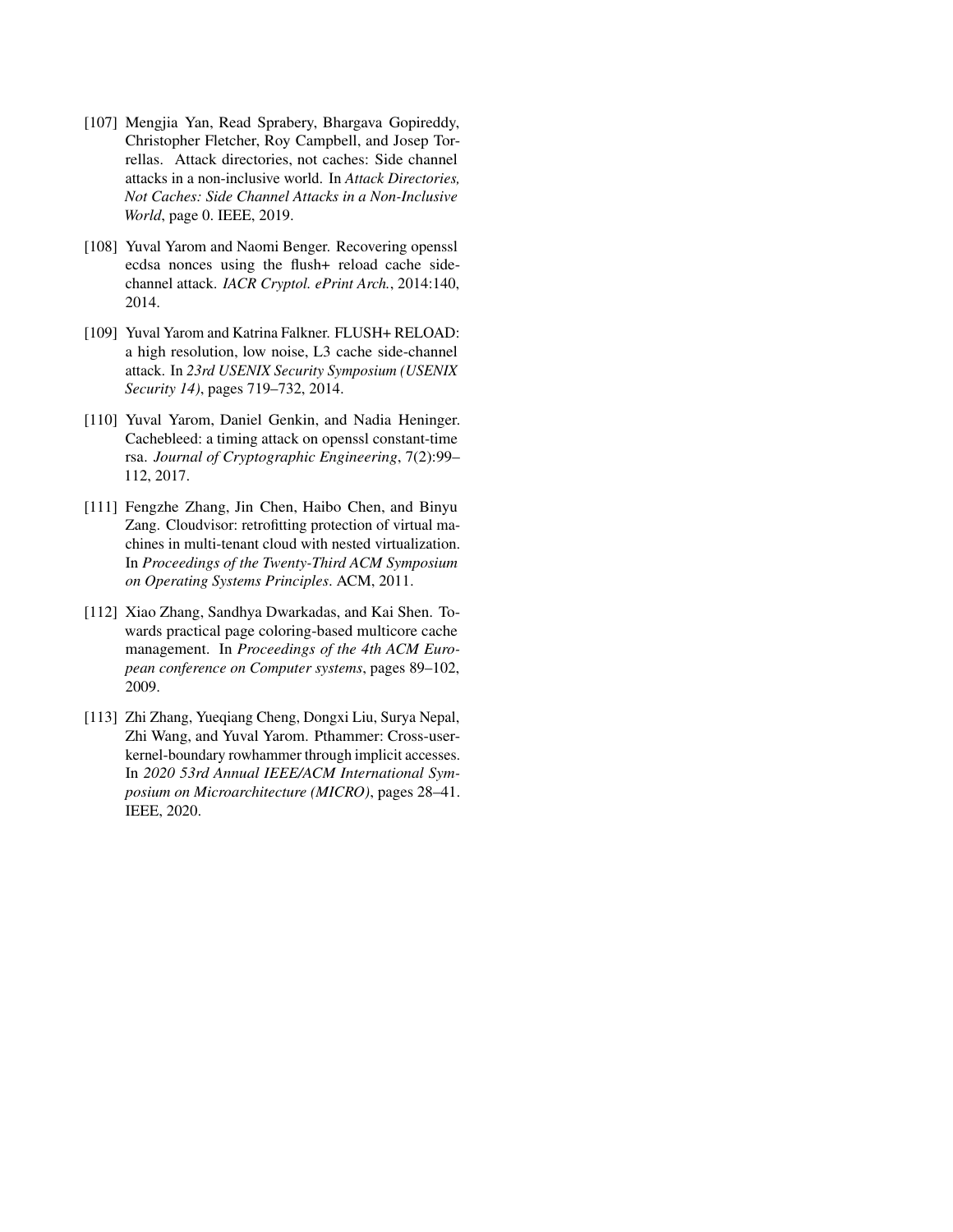[107] Mengjia Yan, Read Sprabery, Bhargava Gopireddy, Christopher Fletcher, Roy Campbell, and Josep Torrellas. Attack directories, not caches: Side channel attacks in a non-inclusive world. In *Attack Directories, Not Caches: Side Channel Attacks in a Non-Inclusive World*, page 0. IEEE, 2019.

[108] Yuval Yarom and Naomi Benger. Recovering openssl ecdsa nonces using the flush+ reload cache side-channel attack. *IACR Cryptol. ePrint Arch.*, 2014:140, 2014.

[109] Yuval Yarom and Katrina Falkner. FLUSH+ RELOAD: a high resolution, low noise, L3 cache side-channel attack. In *23rd USENIX Security Symposium (USENIX Security 14)*, pages 719–732, 2014.

[110] Yuval Yarom, Daniel Genkin, and Nadia Heninger. Cachebleed: a timing attack on openssl constant-time rsa. *Journal of Cryptographic Engineering*, 7(2):99–112, 2017.

[111] Fengzhe Zhang, Jin Chen, Haibo Chen, and Binyu Zang. Cloudvisor: retrofitting protection of virtual machines in multi-tenant cloud with nested virtualization. In *Proceedings of the Twenty-Third ACM Symposium on Operating Systems Principles*. ACM, 2011.

[112] Xiao Zhang, Sandhya Dwarkadas, and Kai Shen. Towards practical page coloring-based multicore cache management. In *Proceedings of the 4th ACM European conference on Computer systems*, pages 89–102, 2009.

[113] Zhi Zhang, Yueqiang Cheng, Dongxi Liu, Surya Nepal, Zhi Wang, and Yuval Yarom. Pthammer: Cross-user-kernel-boundary rowhammer through implicit accesses. In *2020 53rd Annual IEEE/ACM International Symposium on Microarchitecture (MICRO)*, pages 28–41. IEEE, 2020.